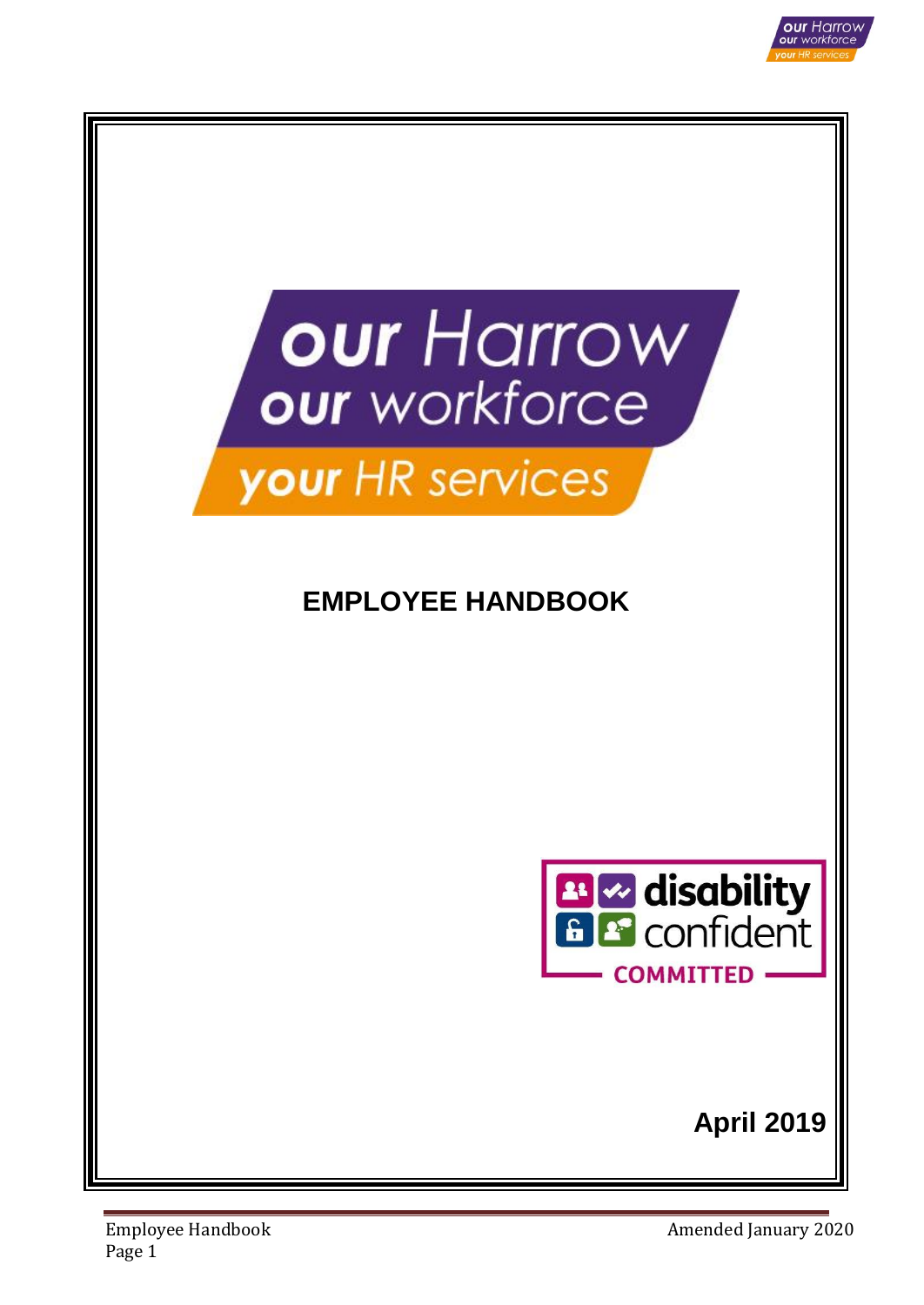our Harrow
our workforce
your HR services

# EMPLOYEE HANDBOOK

disability confident
COMMITTED

**April 2019**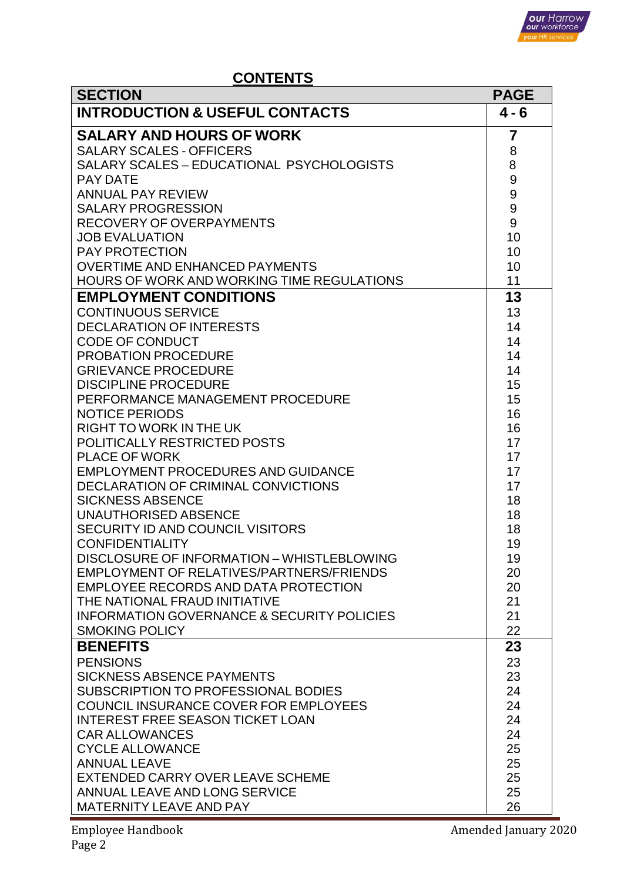## CONTENTS

| SECTION | PAGE |
|---|---|
| **INTRODUCTION & USEFUL CONTACTS** | **4 - 6** |
| **SALARY AND HOURS OF WORK** | **7** |
| SALARY SCALES - OFFICERS | 8 |
| SALARY SCALES – EDUCATIONAL PSYCHOLOGISTS | 8 |
| PAY DATE | 9 |
| ANNUAL PAY REVIEW | 9 |
| SALARY PROGRESSION | 9 |
| RECOVERY OF OVERPAYMENTS | 9 |
| JOB EVALUATION | 10 |
| PAY PROTECTION | 10 |
| OVERTIME AND ENHANCED PAYMENTS | 10 |
| HOURS OF WORK AND WORKING TIME REGULATIONS | 11 |
| **EMPLOYMENT CONDITIONS** | **13** |
| CONTINUOUS SERVICE | 13 |
| DECLARATION OF INTERESTS | 14 |
| CODE OF CONDUCT | 14 |
| PROBATION PROCEDURE | 14 |
| GRIEVANCE PROCEDURE | 14 |
| DISCIPLINE PROCEDURE | 15 |
| PERFORMANCE MANAGEMENT PROCEDURE | 15 |
| NOTICE PERIODS | 16 |
| RIGHT TO WORK IN THE UK | 16 |
| POLITICALLY RESTRICTED POSTS | 17 |
| PLACE OF WORK | 17 |
| EMPLOYMENT PROCEDURES AND GUIDANCE | 17 |
| DECLARATION OF CRIMINAL CONVICTIONS | 17 |
| SICKNESS ABSENCE | 18 |
| UNAUTHORISED ABSENCE | 18 |
| SECURITY ID AND COUNCIL VISITORS | 18 |
| CONFIDENTIALITY | 19 |
| DISCLOSURE OF INFORMATION – WHISTLEBLOWING | 19 |
| EMPLOYMENT OF RELATIVES/PARTNERS/FRIENDS | 20 |
| EMPLOYEE RECORDS AND DATA PROTECTION | 20 |
| THE NATIONAL FRAUD INITIATIVE | 21 |
| INFORMATION GOVERNANCE & SECURITY POLICIES | 21 |
| SMOKING POLICY | 22 |
| **BENEFITS** | **23** |
| PENSIONS | 23 |
| SICKNESS ABSENCE PAYMENTS | 23 |
| SUBSCRIPTION TO PROFESSIONAL BODIES | 24 |
| COUNCIL INSURANCE COVER FOR EMPLOYEES | 24 |
| INTEREST FREE SEASON TICKET LOAN | 24 |
| CAR ALLOWANCES | 24 |
| CYCLE ALLOWANCE | 25 |
| ANNUAL LEAVE | 25 |
| EXTENDED CARRY OVER LEAVE SCHEME | 25 |
| ANNUAL LEAVE AND LONG SERVICE | 25 |
| MATERNITY LEAVE AND PAY | 26 |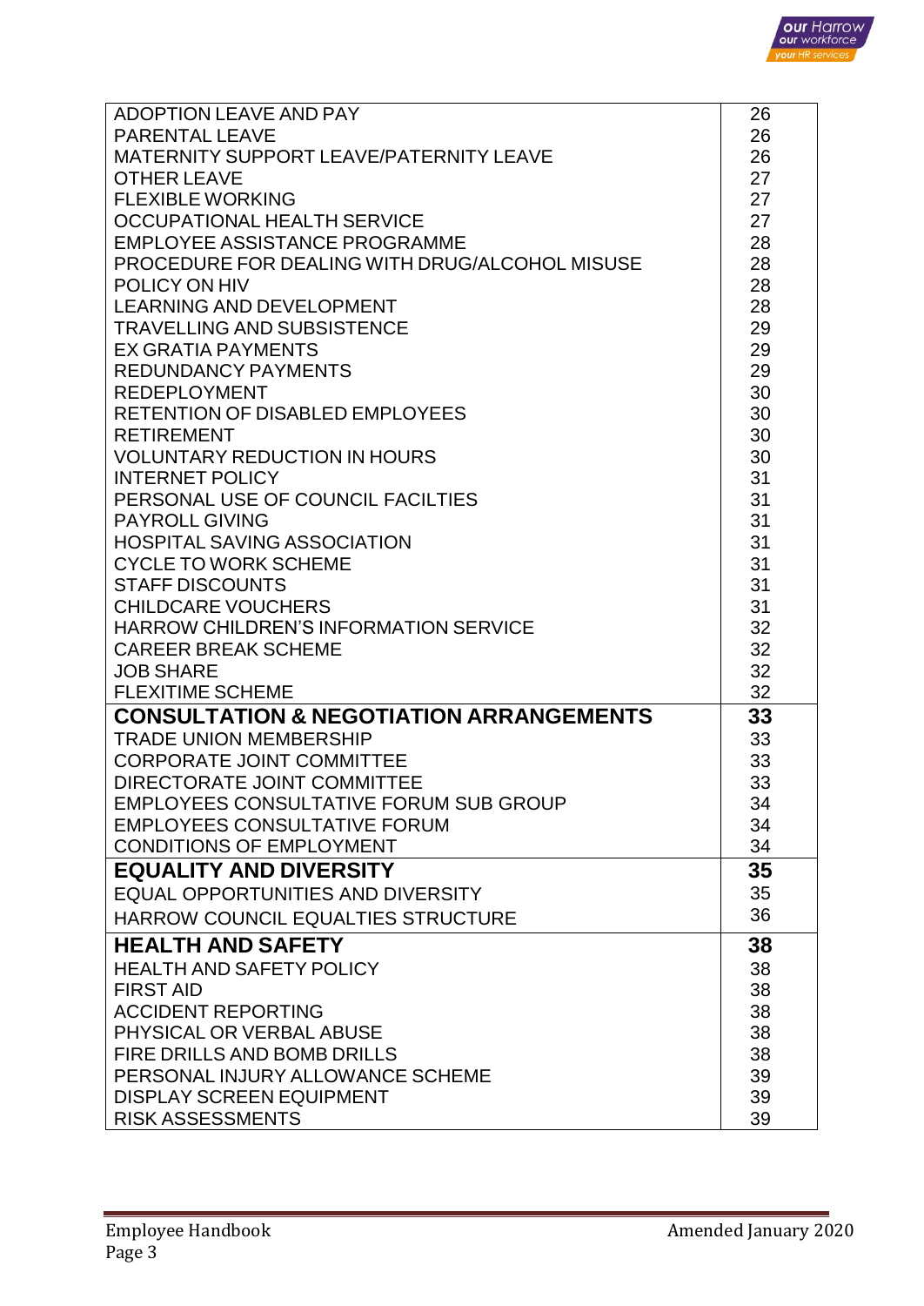| | |
|---|---|
| ADOPTION LEAVE AND PAY | 26 |
| PARENTAL LEAVE | 26 |
| MATERNITY SUPPORT LEAVE/PATERNITY LEAVE | 26 |
| OTHER LEAVE | 27 |
| FLEXIBLE WORKING | 27 |
| OCCUPATIONAL HEALTH SERVICE | 27 |
| EMPLOYEE ASSISTANCE PROGRAMME | 28 |
| PROCEDURE FOR DEALING WITH DRUG/ALCOHOL MISUSE | 28 |
| POLICY ON HIV | 28 |
| LEARNING AND DEVELOPMENT | 28 |
| TRAVELLING AND SUBSISTENCE | 29 |
| EX GRATIA PAYMENTS | 29 |
| REDUNDANCY PAYMENTS | 29 |
| REDEPLOYMENT | 30 |
| RETENTION OF DISABLED EMPLOYEES | 30 |
| RETIREMENT | 30 |
| VOLUNTARY REDUCTION IN HOURS | 30 |
| INTERNET POLICY | 31 |
| PERSONAL USE OF COUNCIL FACILTIES | 31 |
| PAYROLL GIVING | 31 |
| HOSPITAL SAVING ASSOCIATION | 31 |
| CYCLE TO WORK SCHEME | 31 |
| STAFF DISCOUNTS | 31 |
| CHILDCARE VOUCHERS | 31 |
| HARROW CHILDREN'S INFORMATION SERVICE | 32 |
| CAREER BREAK SCHEME | 32 |
| JOB SHARE | 32 |
| FLEXITIME SCHEME | 32 |
| **CONSULTATION & NEGOTIATION ARRANGEMENTS** | **33** |
| TRADE UNION MEMBERSHIP | 33 |
| CORPORATE JOINT COMMITTEE | 33 |
| DIRECTORATE JOINT COMMITTEE | 33 |
| EMPLOYEES CONSULTATIVE FORUM SUB GROUP | 34 |
| EMPLOYEES CONSULTATIVE FORUM | 34 |
| CONDITIONS OF EMPLOYMENT | 34 |
| **EQUALITY AND DIVERSITY** | **35** |
| EQUAL OPPORTUNITIES AND DIVERSITY | 35 |
| HARROW COUNCIL EQUALTIES STRUCTURE | 36 |
| **HEALTH AND SAFETY** | **38** |
| HEALTH AND SAFETY POLICY | 38 |
| FIRST AID | 38 |
| ACCIDENT REPORTING | 38 |
| PHYSICAL OR VERBAL ABUSE | 38 |
| FIRE DRILLS AND BOMB DRILLS | 38 |
| PERSONAL INJURY ALLOWANCE SCHEME | 39 |
| DISPLAY SCREEN EQUIPMENT | 39 |
| RISK ASSESSMENTS | 39 |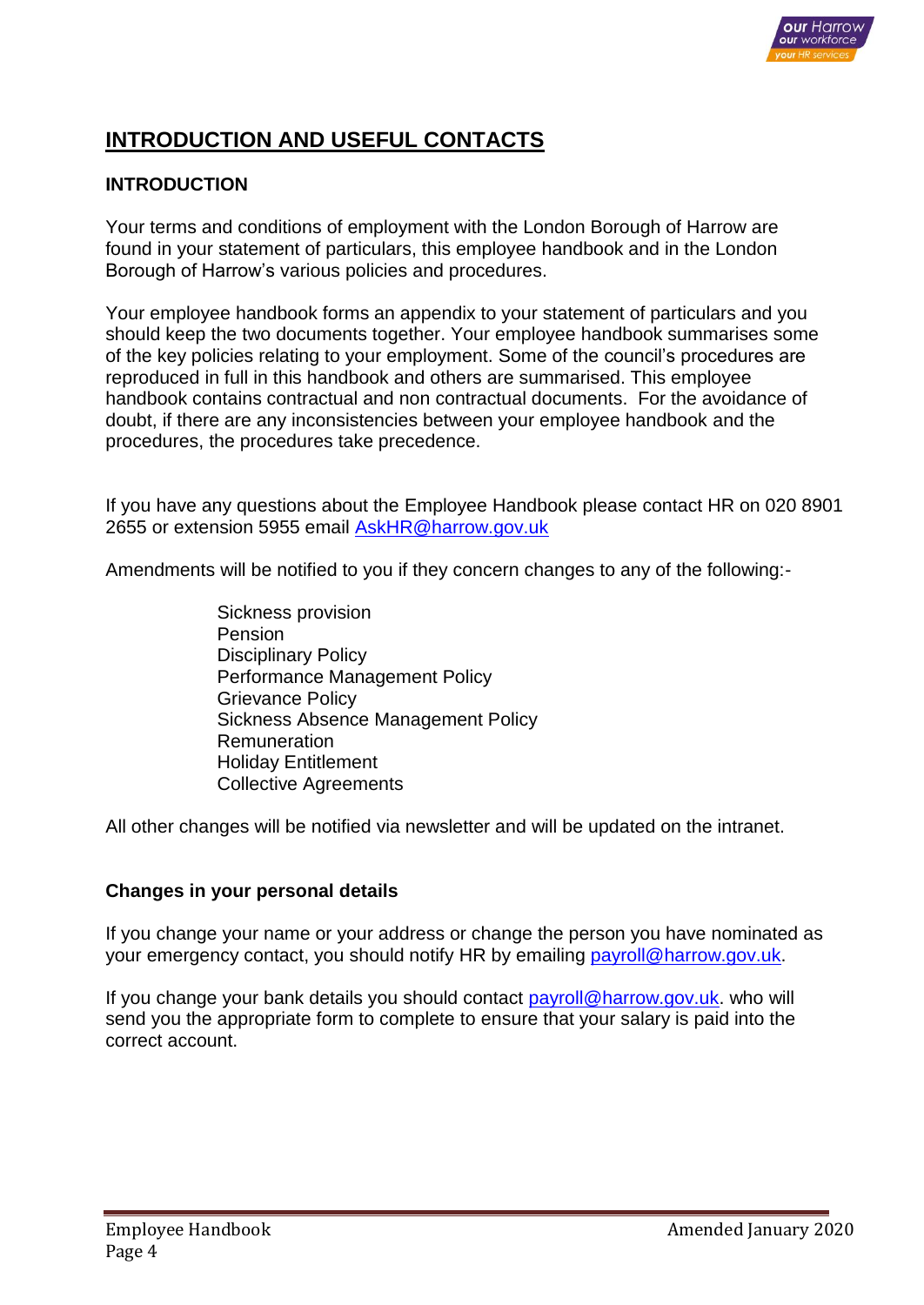# INTRODUCTION AND USEFUL CONTACTS

## INTRODUCTION

Your terms and conditions of employment with the London Borough of Harrow are found in your statement of particulars, this employee handbook and in the London Borough of Harrow's various policies and procedures.

Your employee handbook forms an appendix to your statement of particulars and you should keep the two documents together. Your employee handbook summarises some of the key policies relating to your employment. Some of the council's procedures are reproduced in full in this handbook and others are summarised. This employee handbook contains contractual and non contractual documents. For the avoidance of doubt, if there are any inconsistencies between your employee handbook and the procedures, the procedures take precedence.

If you have any questions about the Employee Handbook please contact HR on 020 8901 2655 or extension 5955 email AskHR@harrow.gov.uk

Amendments will be notified to you if they concern changes to any of the following:-

- Sickness provision
- Pension
- Disciplinary Policy
- Performance Management Policy
- Grievance Policy
- Sickness Absence Management Policy
- Remuneration
- Holiday Entitlement
- Collective Agreements

All other changes will be notified via newsletter and will be updated on the intranet.

### Changes in your personal details

If you change your name or your address or change the person you have nominated as your emergency contact, you should notify HR by emailing payroll@harrow.gov.uk.

If you change your bank details you should contact payroll@harrow.gov.uk. who will send you the appropriate form to complete to ensure that your salary is paid into the correct account.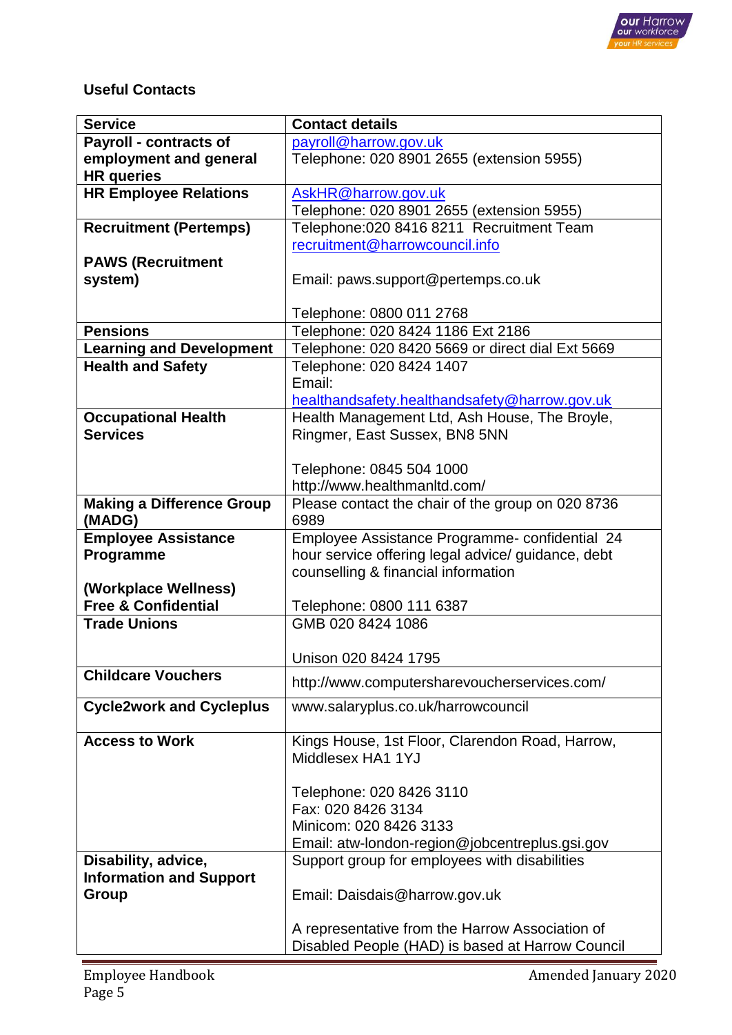**Useful Contacts**

| Service | Contact details |
|---|---|
| **Payroll - contracts of employment and general HR queries** | payroll@harrow.gov.uk<br>Telephone: 020 8901 2655 (extension 5955) |
| **HR Employee Relations** | AskHR@harrow.gov.uk<br>Telephone: 020 8901 2655 (extension 5955) |
| **Recruitment (Pertemps)**<br><br>**PAWS (Recruitment system)** | Telephone:020 8416 8211 Recruitment Team<br>recruitment@harrowcouncil.info<br><br>Email: paws.support@pertemps.co.uk<br><br>Telephone: 0800 011 2768 |
| **Pensions** | Telephone: 020 8424 1186 Ext 2186 |
| **Learning and Development** | Telephone: 020 8420 5669 or direct dial Ext 5669 |
| **Health and Safety** | Telephone: 020 8424 1407<br>Email:<br>healthandsafety.healthandsafety@harrow.gov.uk |
| **Occupational Health Services** | Health Management Ltd, Ash House, The Broyle, Ringmer, East Sussex, BN8 5NN<br><br>Telephone: 0845 504 1000<br>http://www.healthmanltd.com/ |
| **Making a Difference Group (MADG)** | Please contact the chair of the group on 020 8736 6989 |
| **Employee Assistance Programme**<br><br>**(Workplace Wellness)**<br>**Free & Confidential** | Employee Assistance Programme- confidential 24 hour service offering legal advice/ guidance, debt counselling & financial information<br><br>Telephone: 0800 111 6387 |
| **Trade Unions** | GMB 020 8424 1086<br><br>Unison 020 8424 1795 |
| **Childcare Vouchers** | http://www.computersharevoucherservices.com/ |
| **Cycle2work and Cycleplus** | www.salaryplus.co.uk/harrowcouncil |
| **Access to Work** | Kings House, 1st Floor, Clarendon Road, Harrow, Middlesex HA1 1YJ<br><br>Telephone: 020 8426 3110<br>Fax: 020 8426 3134<br>Minicom: 020 8426 3133<br>Email: atw-london-region@jobcentreplus.gsi.gov |
| **Disability, advice, Information and Support Group** | Support group for employees with disabilities<br><br>Email: Daisdais@harrow.gov.uk<br><br>A representative from the Harrow Association of Disabled People (HAD) is based at Harrow Council |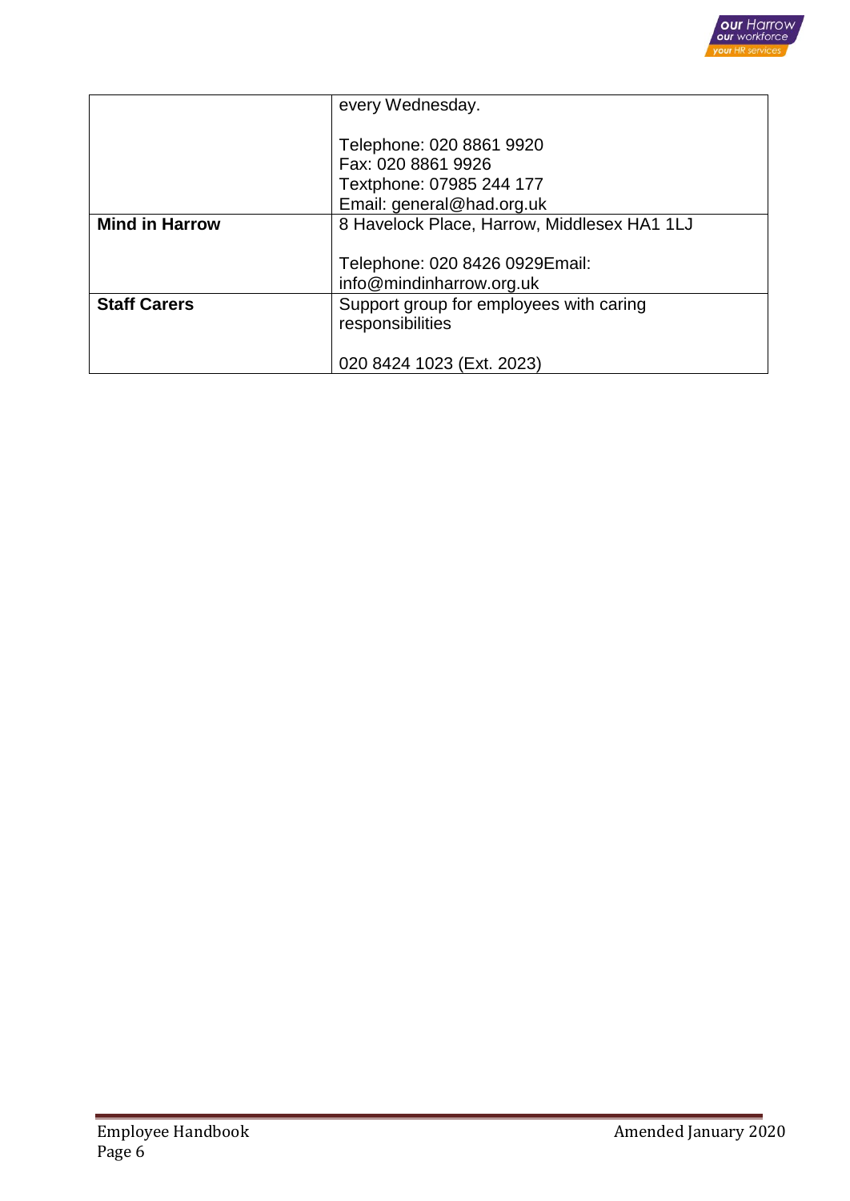| | |
|---|---|
| | every Wednesday.<br><br>Telephone: 020 8861 9920<br>Fax: 020 8861 9926<br>Textphone: 07985 244 177<br>Email: general@had.org.uk |
| **Mind in Harrow** | 8 Havelock Place, Harrow, Middlesex HA1 1LJ<br><br>Telephone: 020 8426 0929Email: info@mindinharrow.org.uk |
| **Staff Carers** | Support group for employees with caring responsibilities<br><br>020 8424 1023 (Ext. 2023) |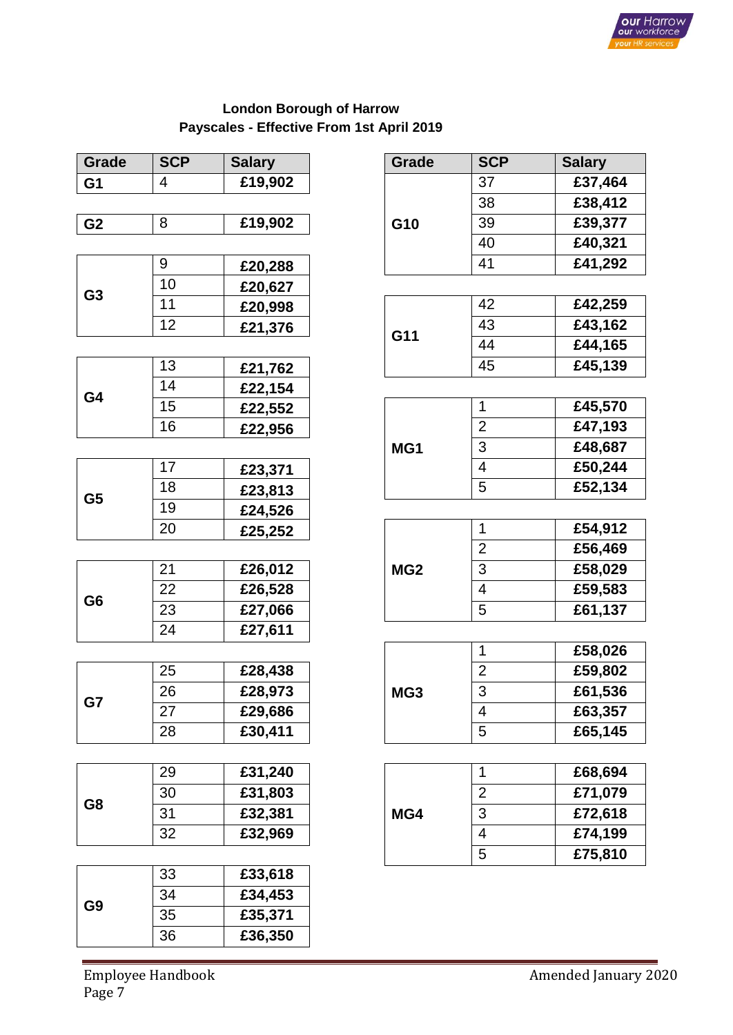**London Borough of Harrow**
**Payscales - Effective From 1st April 2019**

| Grade | SCP | Salary |
|---|---|---|
| **G1** | 4 | **£19,902** |
| **G2** | 8 | **£19,902** |
| **G3** | 9 | **£20,288** |
| | 10 | **£20,627** |
| | 11 | **£20,998** |
| | 12 | **£21,376** |
| **G4** | 13 | **£21,762** |
| | 14 | **£22,154** |
| | 15 | **£22,552** |
| | 16 | **£22,956** |
| **G5** | 17 | **£23,371** |
| | 18 | **£23,813** |
| | 19 | **£24,526** |
| | 20 | **£25,252** |
| **G6** | 21 | **£26,012** |
| | 22 | **£26,528** |
| | 23 | **£27,066** |
| | 24 | **£27,611** |
| **G7** | 25 | **£28,438** |
| | 26 | **£28,973** |
| | 27 | **£29,686** |
| | 28 | **£30,411** |
| **G8** | 29 | **£31,240** |
| | 30 | **£31,803** |
| | 31 | **£32,381** |
| | 32 | **£32,969** |
| **G9** | 33 | **£33,618** |
| | 34 | **£34,453** |
| | 35 | **£35,371** |
| | 36 | **£36,350** |

| Grade | SCP | Salary |
|---|---|---|
| **G10** | 37 | **£37,464** |
| | 38 | **£38,412** |
| | 39 | **£39,377** |
| | 40 | **£40,321** |
| | 41 | **£41,292** |
| **G11** | 42 | **£42,259** |
| | 43 | **£43,162** |
| | 44 | **£44,165** |
| | 45 | **£45,139** |
| **MG1** | 1 | **£45,570** |
| | 2 | **£47,193** |
| | 3 | **£48,687** |
| | 4 | **£50,244** |
| | 5 | **£52,134** |
| **MG2** | 1 | **£54,912** |
| | 2 | **£56,469** |
| | 3 | **£58,029** |
| | 4 | **£59,583** |
| | 5 | **£61,137** |
| **MG3** | 1 | **£58,026** |
| | 2 | **£59,802** |
| | 3 | **£61,536** |
| | 4 | **£63,357** |
| | 5 | **£65,145** |
| **MG4** | 1 | **£68,694** |
| | 2 | **£71,079** |
| | 3 | **£72,618** |
| | 4 | **£74,199** |
| | 5 | **£75,810** |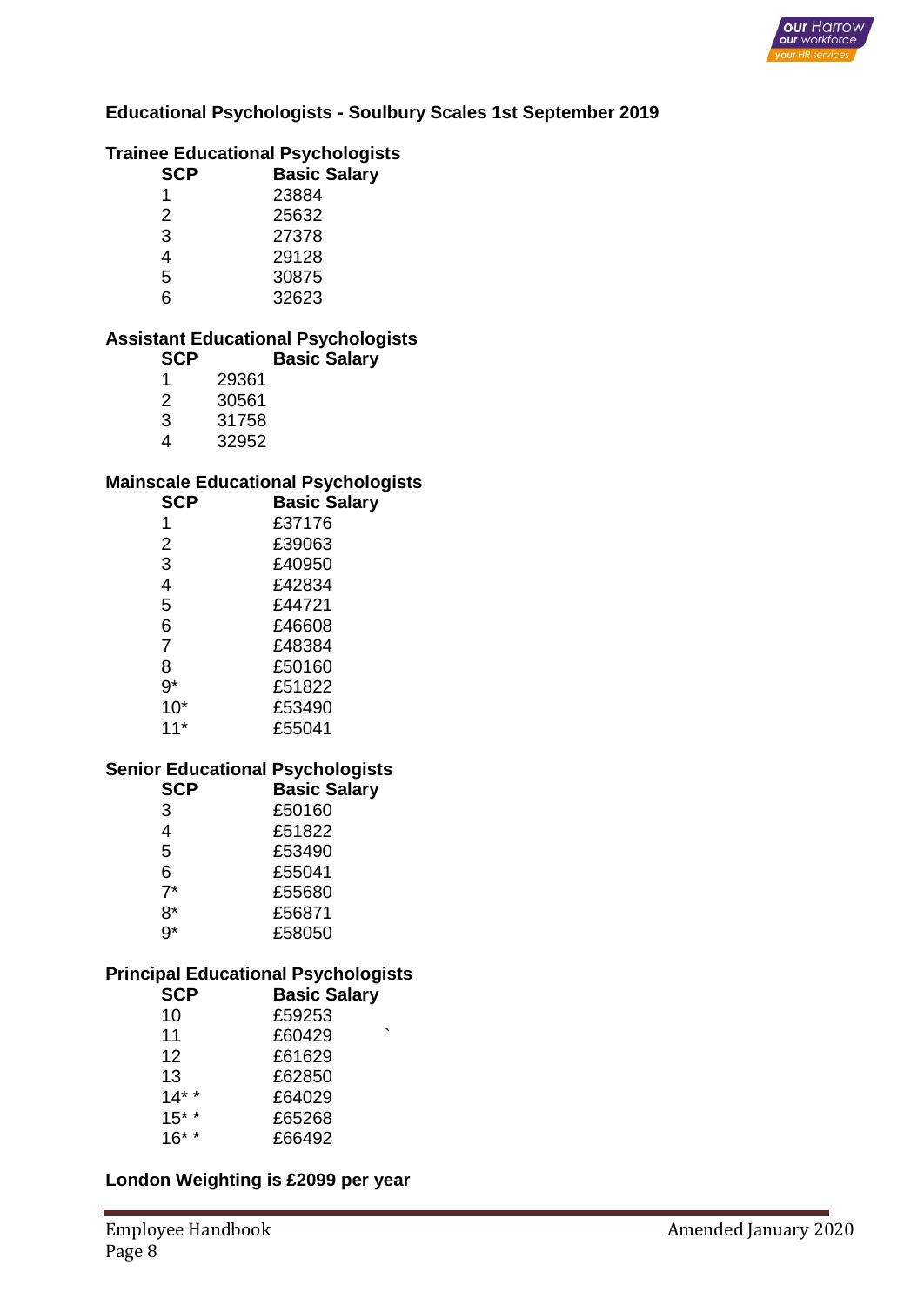## Educational Psychologists - Soulbury Scales 1st September 2019

### Trainee Educational Psychologists

| SCP | Basic Salary |
|---|---|
| 1 | 23884 |
| 2 | 25632 |
| 3 | 27378 |
| 4 | 29128 |
| 5 | 30875 |
| 6 | 32623 |

### Assistant Educational Psychologists

| SCP | Basic Salary |
|---|---|
| 1 | 29361 |
| 2 | 30561 |
| 3 | 31758 |
| 4 | 32952 |

### Mainscale Educational Psychologists

| SCP | Basic Salary |
|---|---|
| 1 | £37176 |
| 2 | £39063 |
| 3 | £40950 |
| 4 | £42834 |
| 5 | £44721 |
| 6 | £46608 |
| 7 | £48384 |
| 8 | £50160 |
| 9* | £51822 |
| 10* | £53490 |
| 11* | £55041 |

### Senior Educational Psychologists

| SCP | Basic Salary |
|---|---|
| 3 | £50160 |
| 4 | £51822 |
| 5 | £53490 |
| 6 | £55041 |
| 7* | £55680 |
| 8* | £56871 |
| 9* | £58050 |

### Principal Educational Psychologists

| SCP | Basic Salary |
|---|---|
| 10 | £59253 |
| 11 | £60429 |
| 12 | £61629 |
| 13 | £62850 |
| 14* * | £64029 |
| 15* * | £65268 |
| 16* * | £66492 |

**London Weighting is £2099 per year**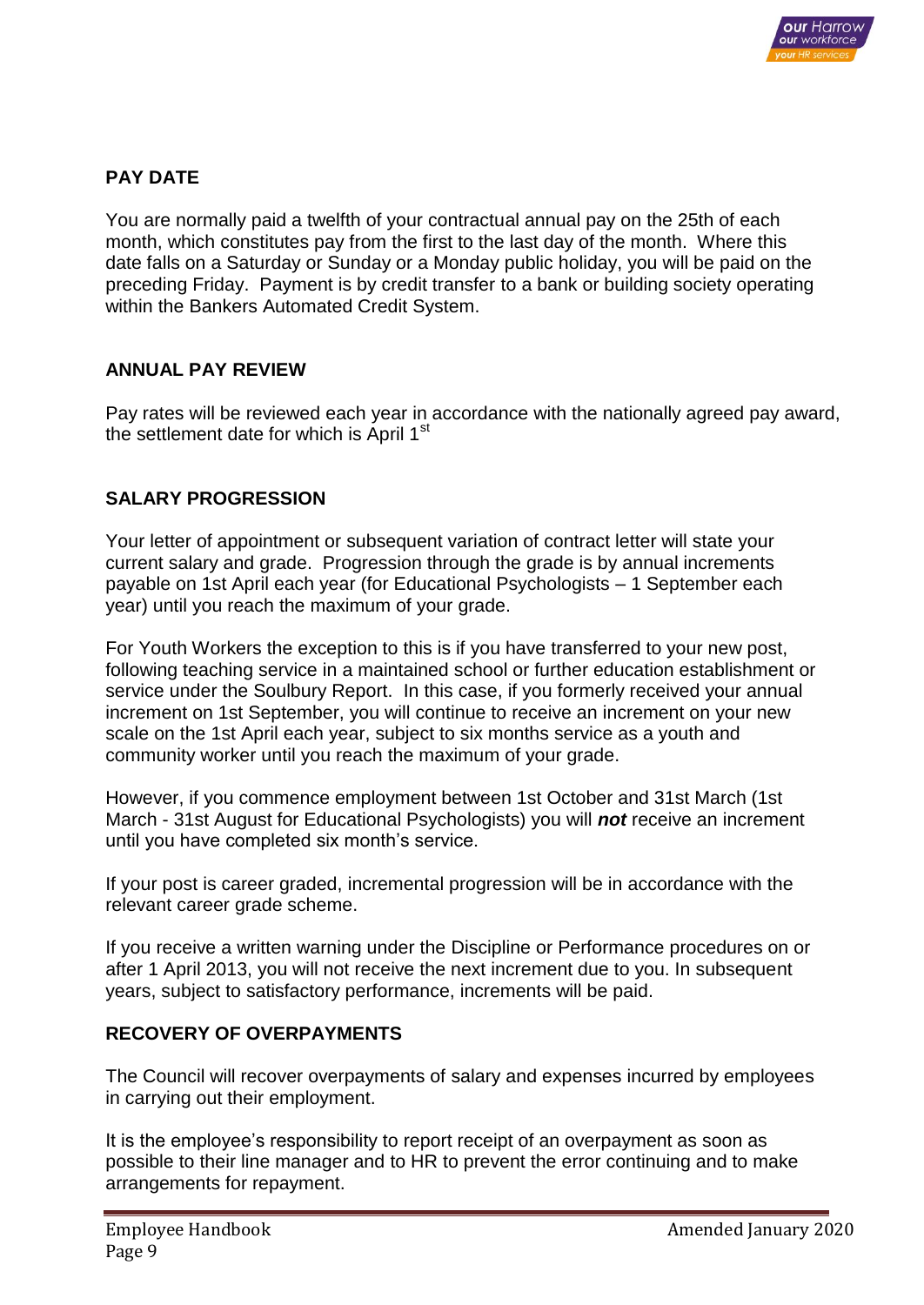## PAY DATE

You are normally paid a twelfth of your contractual annual pay on the 25th of each month, which constitutes pay from the first to the last day of the month. Where this date falls on a Saturday or Sunday or a Monday public holiday, you will be paid on the preceding Friday. Payment is by credit transfer to a bank or building society operating within the Bankers Automated Credit System.

## ANNUAL PAY REVIEW

Pay rates will be reviewed each year in accordance with the nationally agreed pay award, the settlement date for which is April 1st

## SALARY PROGRESSION

Your letter of appointment or subsequent variation of contract letter will state your current salary and grade. Progression through the grade is by annual increments payable on 1st April each year (for Educational Psychologists – 1 September each year) until you reach the maximum of your grade.

For Youth Workers the exception to this is if you have transferred to your new post, following teaching service in a maintained school or further education establishment or service under the Soulbury Report. In this case, if you formerly received your annual increment on 1st September, you will continue to receive an increment on your new scale on the 1st April each year, subject to six months service as a youth and community worker until you reach the maximum of your grade.

However, if you commence employment between 1st October and 31st March (1st March - 31st August for Educational Psychologists) you will ***not*** receive an increment until you have completed six month's service.

If your post is career graded, incremental progression will be in accordance with the relevant career grade scheme.

If you receive a written warning under the Discipline or Performance procedures on or after 1 April 2013, you will not receive the next increment due to you. In subsequent years, subject to satisfactory performance, increments will be paid.

## RECOVERY OF OVERPAYMENTS

The Council will recover overpayments of salary and expenses incurred by employees in carrying out their employment.

It is the employee's responsibility to report receipt of an overpayment as soon as possible to their line manager and to HR to prevent the error continuing and to make arrangements for repayment.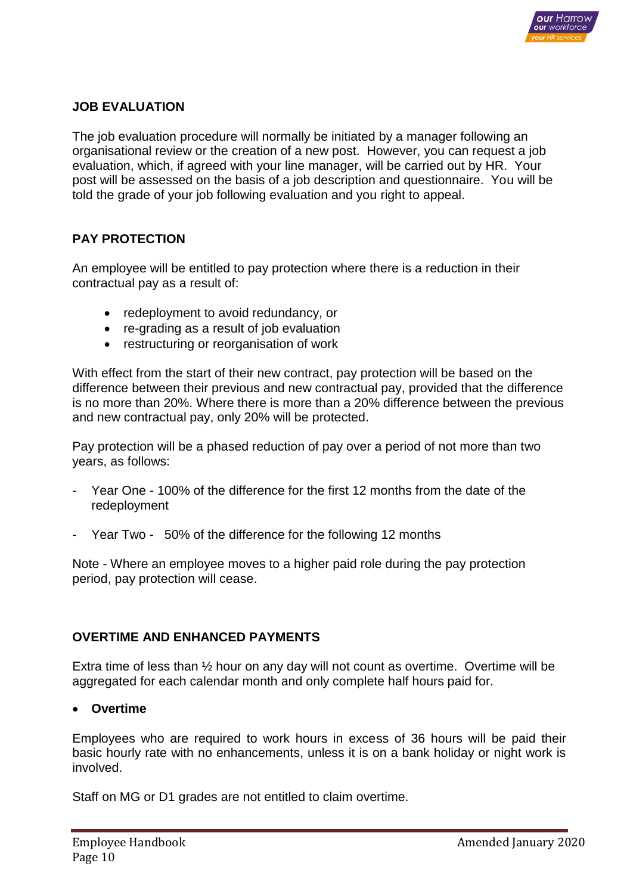## JOB EVALUATION

The job evaluation procedure will normally be initiated by a manager following an organisational review or the creation of a new post. However, you can request a job evaluation, which, if agreed with your line manager, will be carried out by HR. Your post will be assessed on the basis of a job description and questionnaire. You will be told the grade of your job following evaluation and you right to appeal.

## PAY PROTECTION

An employee will be entitled to pay protection where there is a reduction in their contractual pay as a result of:

- redeployment to avoid redundancy, or
- re-grading as a result of job evaluation
- restructuring or reorganisation of work

With effect from the start of their new contract, pay protection will be based on the difference between their previous and new contractual pay, provided that the difference is no more than 20%. Where there is more than a 20% difference between the previous and new contractual pay, only 20% will be protected.

Pay protection will be a phased reduction of pay over a period of not more than two years, as follows:

- Year One - 100% of the difference for the first 12 months from the date of the redeployment
- Year Two - 50% of the difference for the following 12 months

Note - Where an employee moves to a higher paid role during the pay protection period, pay protection will cease.

## OVERTIME AND ENHANCED PAYMENTS

Extra time of less than ½ hour on any day will not count as overtime. Overtime will be aggregated for each calendar month and only complete half hours paid for.

- **Overtime**

Employees who are required to work hours in excess of 36 hours will be paid their basic hourly rate with no enhancements, unless it is on a bank holiday or night work is involved.

Staff on MG or D1 grades are not entitled to claim overtime.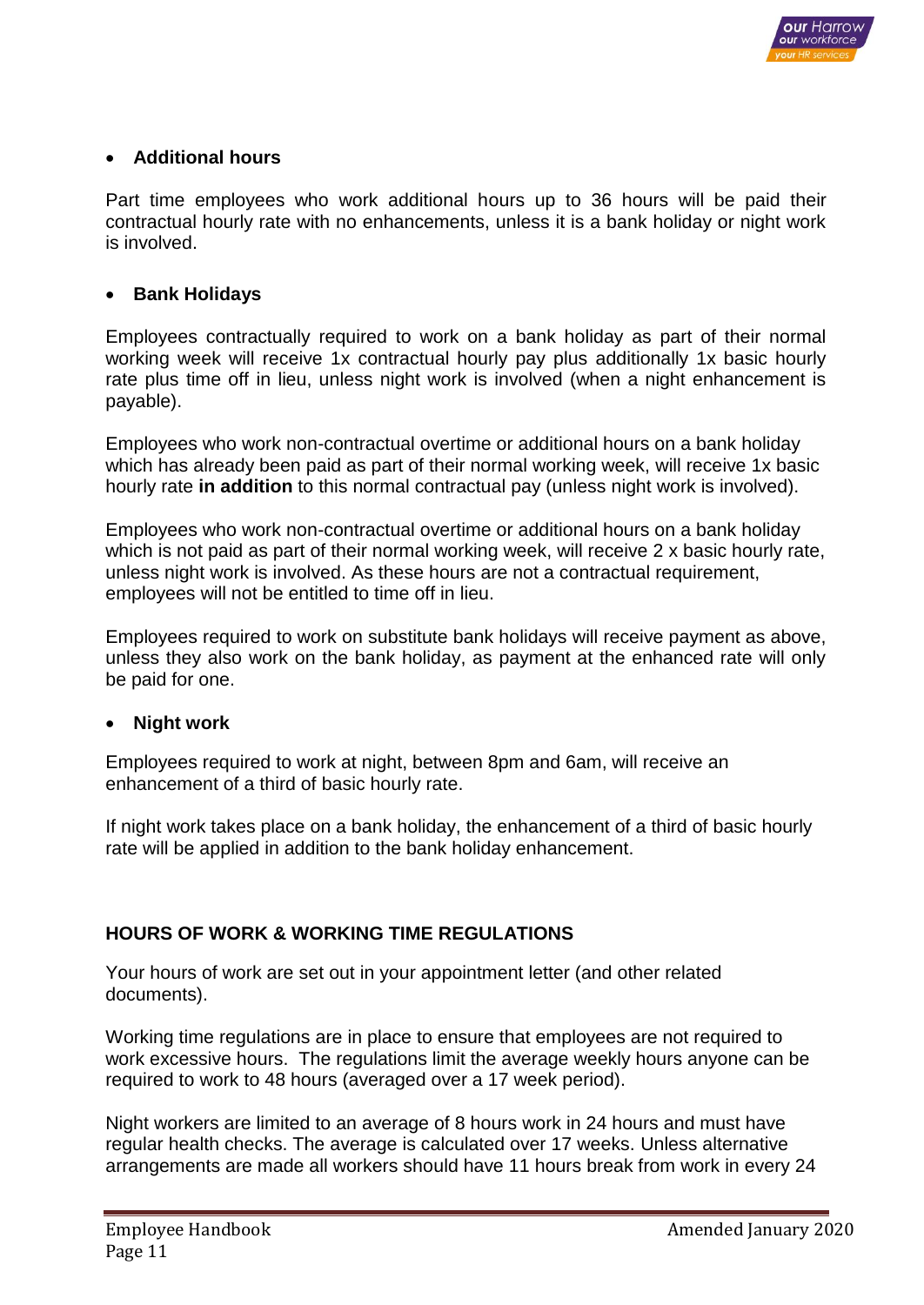- **Additional hours**

Part time employees who work additional hours up to 36 hours will be paid their contractual hourly rate with no enhancements, unless it is a bank holiday or night work is involved.

- **Bank Holidays**

Employees contractually required to work on a bank holiday as part of their normal working week will receive 1x contractual hourly pay plus additionally 1x basic hourly rate plus time off in lieu, unless night work is involved (when a night enhancement is payable).

Employees who work non-contractual overtime or additional hours on a bank holiday which has already been paid as part of their normal working week, will receive 1x basic hourly rate **in addition** to this normal contractual pay (unless night work is involved).

Employees who work non-contractual overtime or additional hours on a bank holiday which is not paid as part of their normal working week, will receive 2 x basic hourly rate, unless night work is involved. As these hours are not a contractual requirement, employees will not be entitled to time off in lieu.

Employees required to work on substitute bank holidays will receive payment as above, unless they also work on the bank holiday, as payment at the enhanced rate will only be paid for one.

- **Night work**

Employees required to work at night, between 8pm and 6am, will receive an enhancement of a third of basic hourly rate.

If night work takes place on a bank holiday, the enhancement of a third of basic hourly rate will be applied in addition to the bank holiday enhancement.

## HOURS OF WORK & WORKING TIME REGULATIONS

Your hours of work are set out in your appointment letter (and other related documents).

Working time regulations are in place to ensure that employees are not required to work excessive hours. The regulations limit the average weekly hours anyone can be required to work to 48 hours (averaged over a 17 week period).

Night workers are limited to an average of 8 hours work in 24 hours and must have regular health checks. The average is calculated over 17 weeks. Unless alternative arrangements are made all workers should have 11 hours break from work in every 24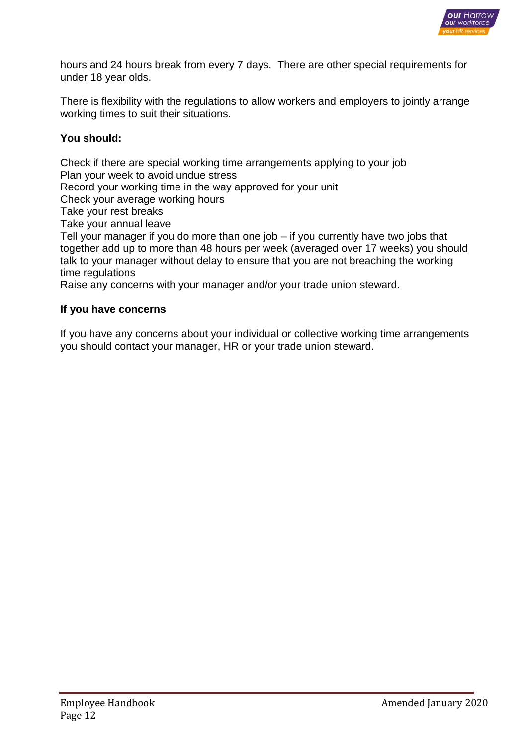hours and 24 hours break from every 7 days. There are other special requirements for under 18 year olds.

There is flexibility with the regulations to allow workers and employers to jointly arrange working times to suit their situations.

**You should:**

Check if there are special working time arrangements applying to your job
Plan your week to avoid undue stress
Record your working time in the way approved for your unit
Check your average working hours
Take your rest breaks
Take your annual leave
Tell your manager if you do more than one job – if you currently have two jobs that together add up to more than 48 hours per week (averaged over 17 weeks) you should talk to your manager without delay to ensure that you are not breaching the working time regulations
Raise any concerns with your manager and/or your trade union steward.

**If you have concerns**

If you have any concerns about your individual or collective working time arrangements you should contact your manager, HR or your trade union steward.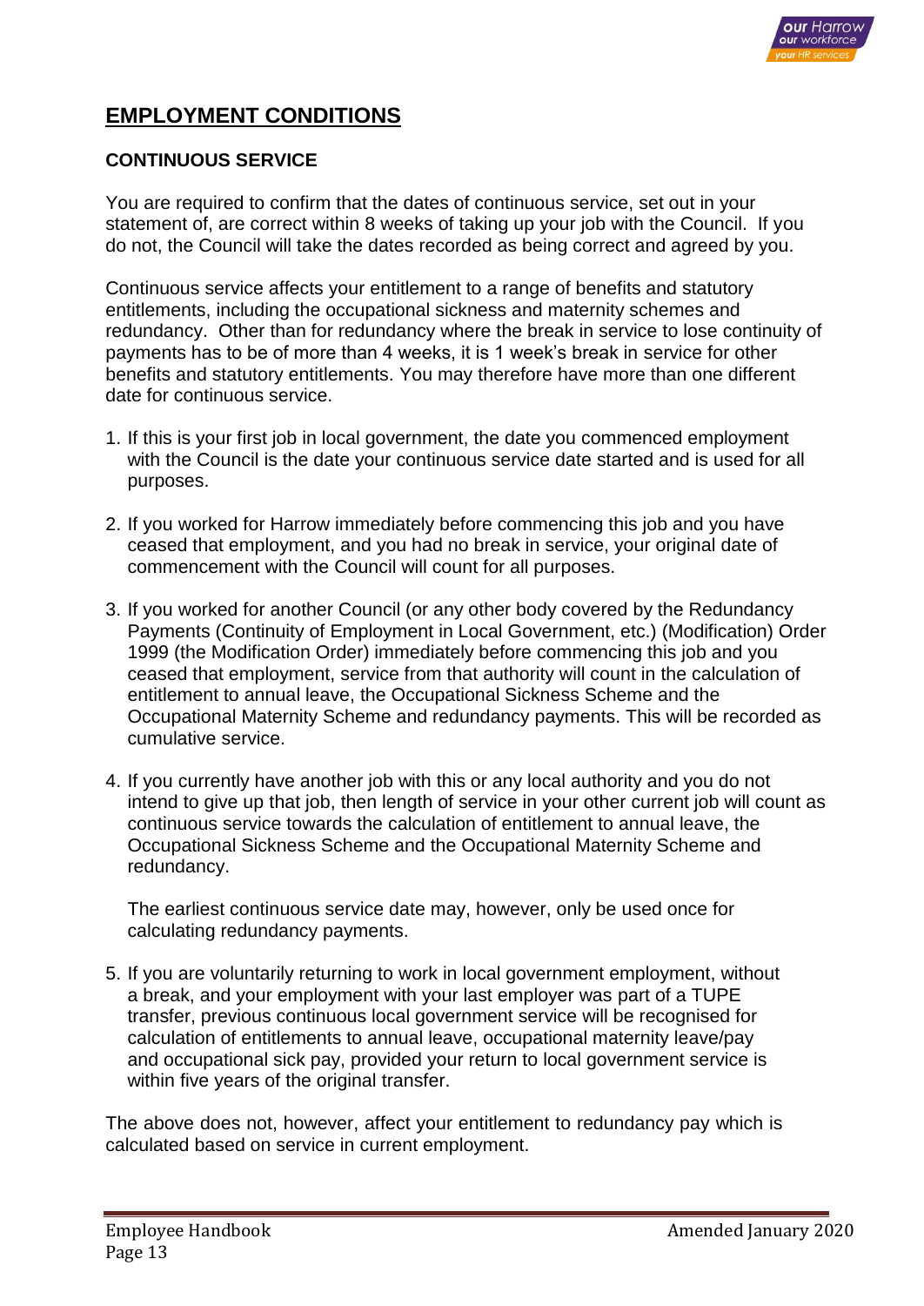## EMPLOYMENT CONDITIONS

### CONTINUOUS SERVICE

You are required to confirm that the dates of continuous service, set out in your statement of, are correct within 8 weeks of taking up your job with the Council. If you do not, the Council will take the dates recorded as being correct and agreed by you.

Continuous service affects your entitlement to a range of benefits and statutory entitlements, including the occupational sickness and maternity schemes and redundancy. Other than for redundancy where the break in service to lose continuity of payments has to be of more than 4 weeks, it is 1 week's break in service for other benefits and statutory entitlements. You may therefore have more than one different date for continuous service.

1. If this is your first job in local government, the date you commenced employment with the Council is the date your continuous service date started and is used for all purposes.

2. If you worked for Harrow immediately before commencing this job and you have ceased that employment, and you had no break in service, your original date of commencement with the Council will count for all purposes.

3. If you worked for another Council (or any other body covered by the Redundancy Payments (Continuity of Employment in Local Government, etc.) (Modification) Order 1999 (the Modification Order) immediately before commencing this job and you ceased that employment, service from that authority will count in the calculation of entitlement to annual leave, the Occupational Sickness Scheme and the Occupational Maternity Scheme and redundancy payments. This will be recorded as cumulative service.

4. If you currently have another job with this or any local authority and you do not intend to give up that job, then length of service in your other current job will count as continuous service towards the calculation of entitlement to annual leave, the Occupational Sickness Scheme and the Occupational Maternity Scheme and redundancy.

   The earliest continuous service date may, however, only be used once for calculating redundancy payments.

5. If you are voluntarily returning to work in local government employment, without a break, and your employment with your last employer was part of a TUPE transfer, previous continuous local government service will be recognised for calculation of entitlements to annual leave, occupational maternity leave/pay and occupational sick pay, provided your return to local government service is within five years of the original transfer.

The above does not, however, affect your entitlement to redundancy pay which is calculated based on service in current employment.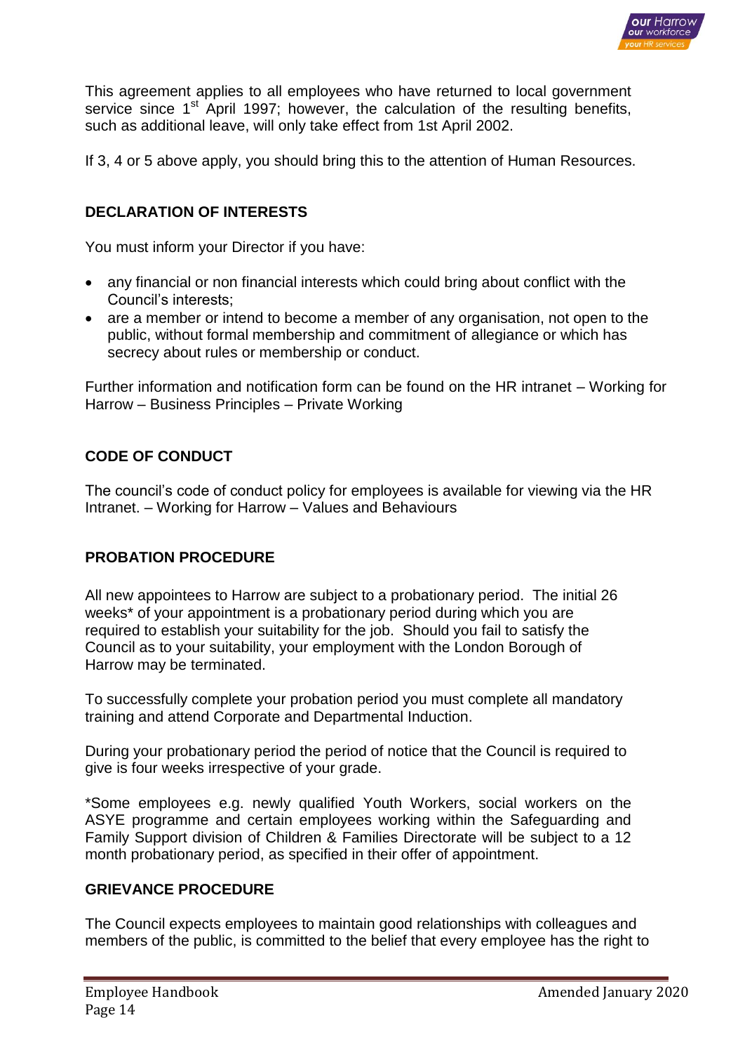This agreement applies to all employees who have returned to local government service since 1st April 1997; however, the calculation of the resulting benefits, such as additional leave, will only take effect from 1st April 2002.

If 3, 4 or 5 above apply, you should bring this to the attention of Human Resources.

## DECLARATION OF INTERESTS

You must inform your Director if you have:

- any financial or non financial interests which could bring about conflict with the Council's interests;
- are a member or intend to become a member of any organisation, not open to the public, without formal membership and commitment of allegiance or which has secrecy about rules or membership or conduct.

Further information and notification form can be found on the HR intranet – Working for Harrow – Business Principles – Private Working

## CODE OF CONDUCT

The council's code of conduct policy for employees is available for viewing via the HR Intranet. – Working for Harrow – Values and Behaviours

## PROBATION PROCEDURE

All new appointees to Harrow are subject to a probationary period. The initial 26 weeks* of your appointment is a probationary period during which you are required to establish your suitability for the job. Should you fail to satisfy the Council as to your suitability, your employment with the London Borough of Harrow may be terminated.

To successfully complete your probation period you must complete all mandatory training and attend Corporate and Departmental Induction.

During your probationary period the period of notice that the Council is required to give is four weeks irrespective of your grade.

*Some employees e.g. newly qualified Youth Workers, social workers on the ASYE programme and certain employees working within the Safeguarding and Family Support division of Children & Families Directorate will be subject to a 12 month probationary period, as specified in their offer of appointment.

## GRIEVANCE PROCEDURE

The Council expects employees to maintain good relationships with colleagues and members of the public, is committed to the belief that every employee has the right to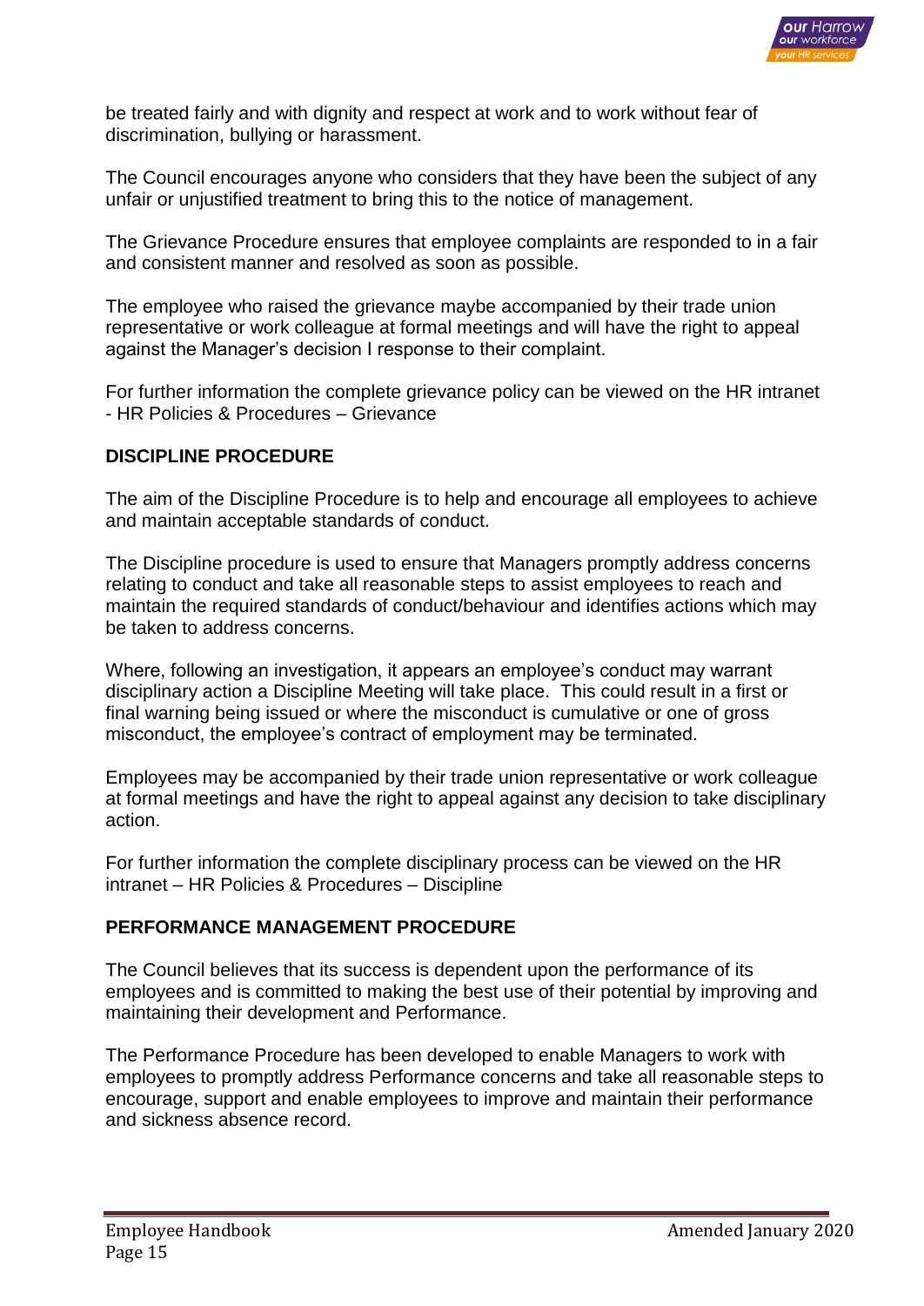be treated fairly and with dignity and respect at work and to work without fear of discrimination, bullying or harassment.

The Council encourages anyone who considers that they have been the subject of any unfair or unjustified treatment to bring this to the notice of management.

The Grievance Procedure ensures that employee complaints are responded to in a fair and consistent manner and resolved as soon as possible.

The employee who raised the grievance maybe accompanied by their trade union representative or work colleague at formal meetings and will have the right to appeal against the Manager's decision I response to their complaint.

For further information the complete grievance policy can be viewed on the HR intranet - HR Policies & Procedures – Grievance

## DISCIPLINE PROCEDURE

The aim of the Discipline Procedure is to help and encourage all employees to achieve and maintain acceptable standards of conduct.

The Discipline procedure is used to ensure that Managers promptly address concerns relating to conduct and take all reasonable steps to assist employees to reach and maintain the required standards of conduct/behaviour and identifies actions which may be taken to address concerns.

Where, following an investigation, it appears an employee's conduct may warrant disciplinary action a Discipline Meeting will take place. This could result in a first or final warning being issued or where the misconduct is cumulative or one of gross misconduct, the employee's contract of employment may be terminated.

Employees may be accompanied by their trade union representative or work colleague at formal meetings and have the right to appeal against any decision to take disciplinary action.

For further information the complete disciplinary process can be viewed on the HR intranet – HR Policies & Procedures – Discipline

## PERFORMANCE MANAGEMENT PROCEDURE

The Council believes that its success is dependent upon the performance of its employees and is committed to making the best use of their potential by improving and maintaining their development and Performance.

The Performance Procedure has been developed to enable Managers to work with employees to promptly address Performance concerns and take all reasonable steps to encourage, support and enable employees to improve and maintain their performance and sickness absence record.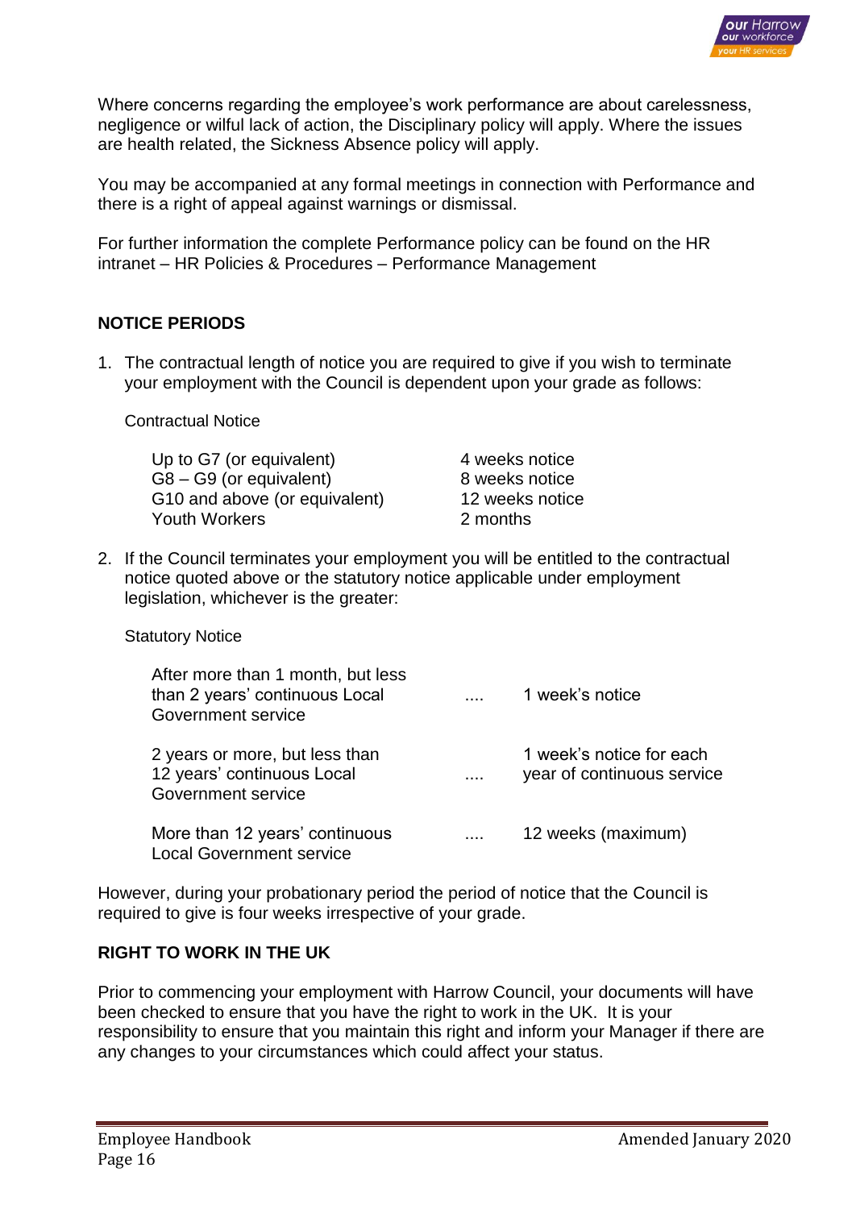Where concerns regarding the employee's work performance are about carelessness, negligence or wilful lack of action, the Disciplinary policy will apply. Where the issues are health related, the Sickness Absence policy will apply.

You may be accompanied at any formal meetings in connection with Performance and there is a right of appeal against warnings or dismissal.

For further information the complete Performance policy can be found on the HR intranet – HR Policies & Procedures – Performance Management

## NOTICE PERIODS

1. The contractual length of notice you are required to give if you wish to terminate your employment with the Council is dependent upon your grade as follows:

   Contractual Notice

   | | |
   |---|---|
   | Up to G7 (or equivalent) | 4 weeks notice |
   | G8 – G9 (or equivalent) | 8 weeks notice |
   | G10 and above (or equivalent) | 12 weeks notice |
   | Youth Workers | 2 months |

2. If the Council terminates your employment you will be entitled to the contractual notice quoted above or the statutory notice applicable under employment legislation, whichever is the greater:

   Statutory Notice

   | | | |
   |---|---|---|
   | After more than 1 month, but less than 2 years' continuous Local Government service | .... | 1 week's notice |
   | 2 years or more, but less than 12 years' continuous Local Government service | .... | 1 week's notice for each year of continuous service |
   | More than 12 years' continuous Local Government service | .... | 12 weeks (maximum) |

However, during your probationary period the period of notice that the Council is required to give is four weeks irrespective of your grade.

## RIGHT TO WORK IN THE UK

Prior to commencing your employment with Harrow Council, your documents will have been checked to ensure that you have the right to work in the UK. It is your responsibility to ensure that you maintain this right and inform your Manager if there are any changes to your circumstances which could affect your status.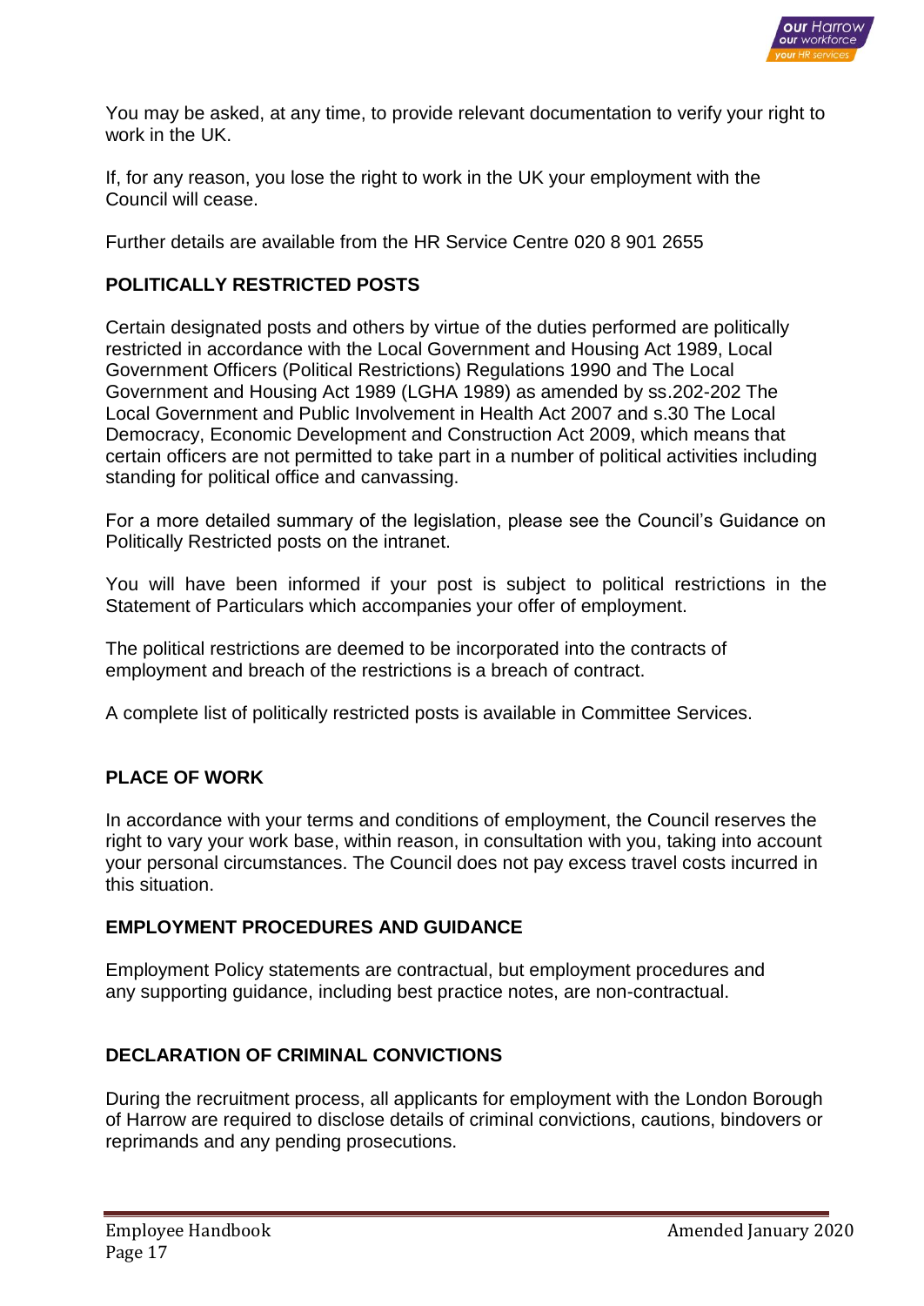You may be asked, at any time, to provide relevant documentation to verify your right to work in the UK.

If, for any reason, you lose the right to work in the UK your employment with the Council will cease.

Further details are available from the HR Service Centre 020 8 901 2655

## POLITICALLY RESTRICTED POSTS

Certain designated posts and others by virtue of the duties performed are politically restricted in accordance with the Local Government and Housing Act 1989, Local Government Officers (Political Restrictions) Regulations 1990 and The Local Government and Housing Act 1989 (LGHA 1989) as amended by ss.202-202 The Local Government and Public Involvement in Health Act 2007 and s.30 The Local Democracy, Economic Development and Construction Act 2009, which means that certain officers are not permitted to take part in a number of political activities including standing for political office and canvassing.

For a more detailed summary of the legislation, please see the Council's Guidance on Politically Restricted posts on the intranet.

You will have been informed if your post is subject to political restrictions in the Statement of Particulars which accompanies your offer of employment.

The political restrictions are deemed to be incorporated into the contracts of employment and breach of the restrictions is a breach of contract.

A complete list of politically restricted posts is available in Committee Services.

## PLACE OF WORK

In accordance with your terms and conditions of employment, the Council reserves the right to vary your work base, within reason, in consultation with you, taking into account your personal circumstances. The Council does not pay excess travel costs incurred in this situation.

## EMPLOYMENT PROCEDURES AND GUIDANCE

Employment Policy statements are contractual, but employment procedures and any supporting guidance, including best practice notes, are non-contractual.

## DECLARATION OF CRIMINAL CONVICTIONS

During the recruitment process, all applicants for employment with the London Borough of Harrow are required to disclose details of criminal convictions, cautions, bindovers or reprimands and any pending prosecutions.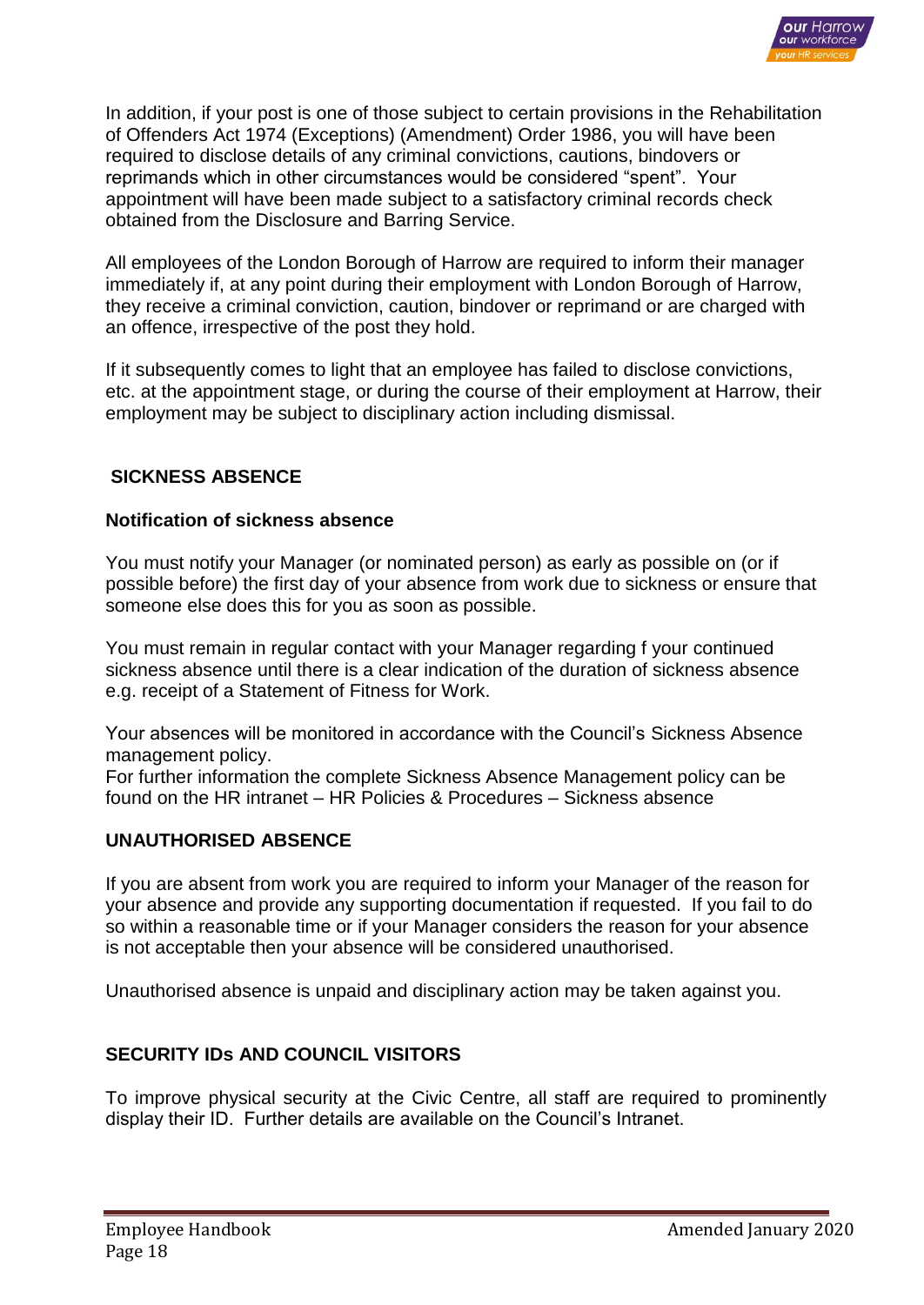In addition, if your post is one of those subject to certain provisions in the Rehabilitation of Offenders Act 1974 (Exceptions) (Amendment) Order 1986, you will have been required to disclose details of any criminal convictions, cautions, bindovers or reprimands which in other circumstances would be considered "spent". Your appointment will have been made subject to a satisfactory criminal records check obtained from the Disclosure and Barring Service.

All employees of the London Borough of Harrow are required to inform their manager immediately if, at any point during their employment with London Borough of Harrow, they receive a criminal conviction, caution, bindover or reprimand or are charged with an offence, irrespective of the post they hold.

If it subsequently comes to light that an employee has failed to disclose convictions, etc. at the appointment stage, or during the course of their employment at Harrow, their employment may be subject to disciplinary action including dismissal.

## SICKNESS ABSENCE

### Notification of sickness absence

You must notify your Manager (or nominated person) as early as possible on (or if possible before) the first day of your absence from work due to sickness or ensure that someone else does this for you as soon as possible.

You must remain in regular contact with your Manager regarding f your continued sickness absence until there is a clear indication of the duration of sickness absence e.g. receipt of a Statement of Fitness for Work.

Your absences will be monitored in accordance with the Council's Sickness Absence management policy.
For further information the complete Sickness Absence Management policy can be found on the HR intranet – HR Policies & Procedures – Sickness absence

## UNAUTHORISED ABSENCE

If you are absent from work you are required to inform your Manager of the reason for your absence and provide any supporting documentation if requested. If you fail to do so within a reasonable time or if your Manager considers the reason for your absence is not acceptable then your absence will be considered unauthorised.

Unauthorised absence is unpaid and disciplinary action may be taken against you.

## SECURITY IDs AND COUNCIL VISITORS

To improve physical security at the Civic Centre, all staff are required to prominently display their ID. Further details are available on the Council's Intranet.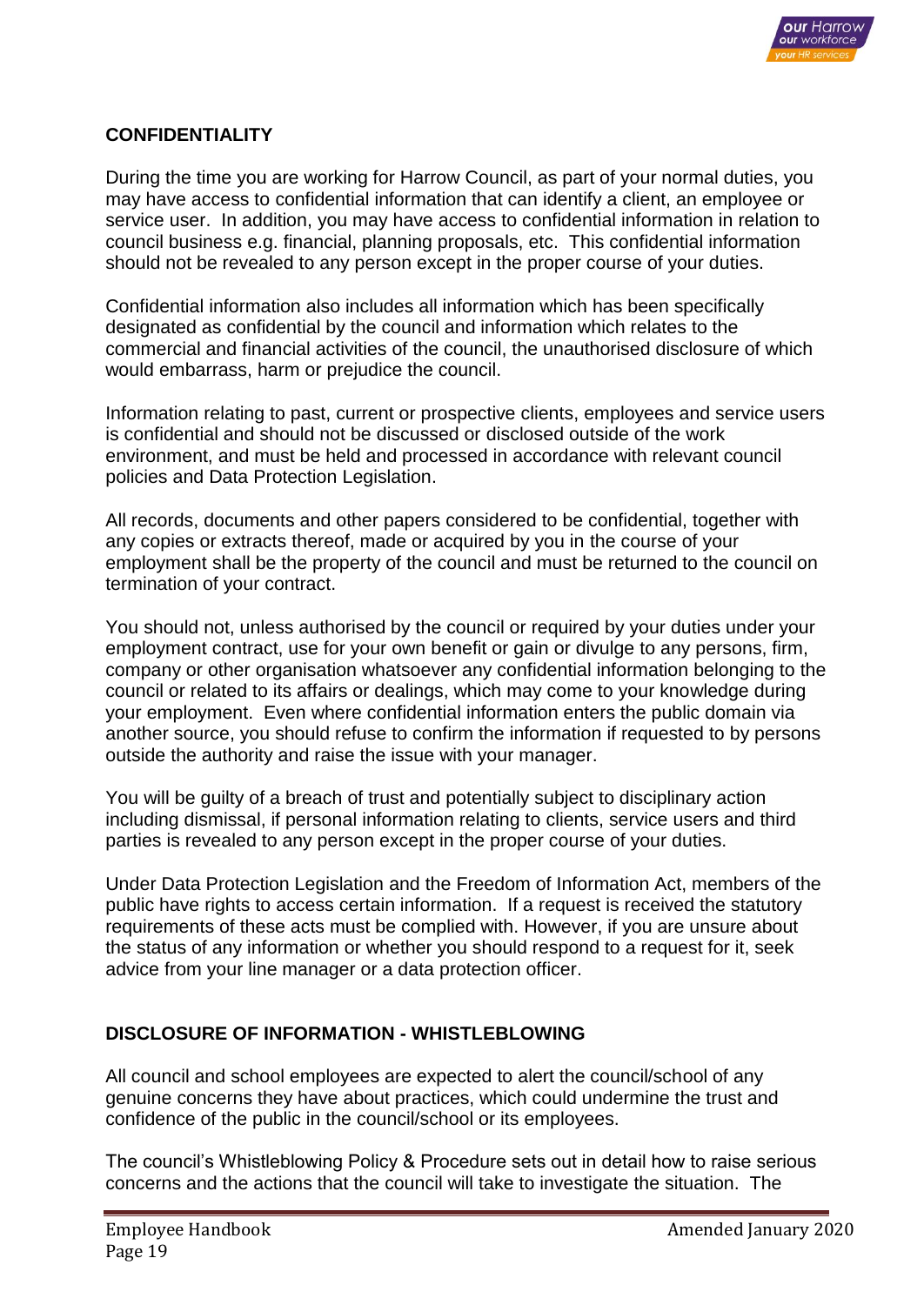## CONFIDENTIALITY

During the time you are working for Harrow Council, as part of your normal duties, you may have access to confidential information that can identify a client, an employee or service user. In addition, you may have access to confidential information in relation to council business e.g. financial, planning proposals, etc. This confidential information should not be revealed to any person except in the proper course of your duties.

Confidential information also includes all information which has been specifically designated as confidential by the council and information which relates to the commercial and financial activities of the council, the unauthorised disclosure of which would embarrass, harm or prejudice the council.

Information relating to past, current or prospective clients, employees and service users is confidential and should not be discussed or disclosed outside of the work environment, and must be held and processed in accordance with relevant council policies and Data Protection Legislation.

All records, documents and other papers considered to be confidential, together with any copies or extracts thereof, made or acquired by you in the course of your employment shall be the property of the council and must be returned to the council on termination of your contract.

You should not, unless authorised by the council or required by your duties under your employment contract, use for your own benefit or gain or divulge to any persons, firm, company or other organisation whatsoever any confidential information belonging to the council or related to its affairs or dealings, which may come to your knowledge during your employment. Even where confidential information enters the public domain via another source, you should refuse to confirm the information if requested to by persons outside the authority and raise the issue with your manager.

You will be guilty of a breach of trust and potentially subject to disciplinary action including dismissal, if personal information relating to clients, service users and third parties is revealed to any person except in the proper course of your duties.

Under Data Protection Legislation and the Freedom of Information Act, members of the public have rights to access certain information. If a request is received the statutory requirements of these acts must be complied with. However, if you are unsure about the status of any information or whether you should respond to a request for it, seek advice from your line manager or a data protection officer.

## DISCLOSURE OF INFORMATION - WHISTLEBLOWING

All council and school employees are expected to alert the council/school of any genuine concerns they have about practices, which could undermine the trust and confidence of the public in the council/school or its employees.

The council's Whistleblowing Policy & Procedure sets out in detail how to raise serious concerns and the actions that the council will take to investigate the situation. The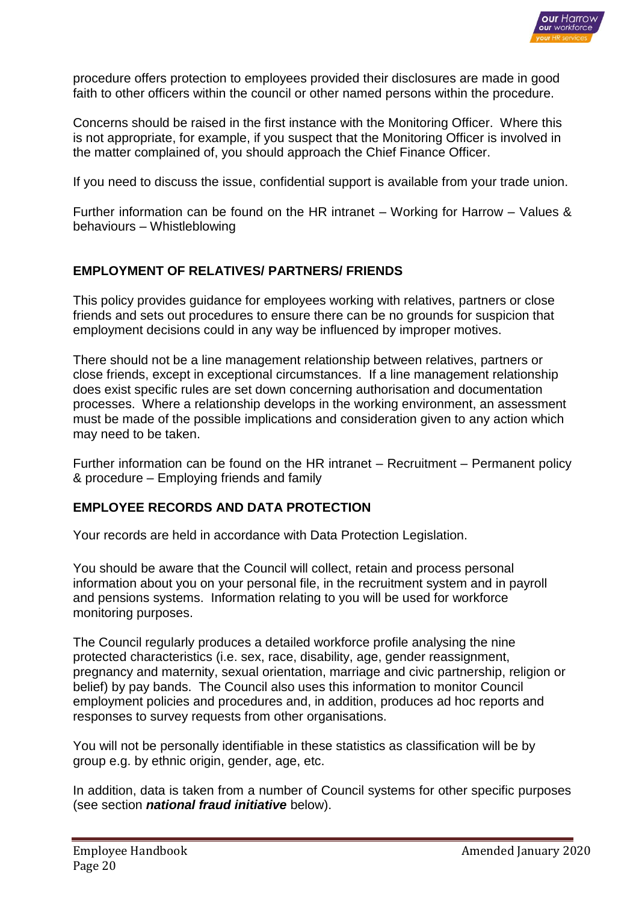procedure offers protection to employees provided their disclosures are made in good faith to other officers within the council or other named persons within the procedure.

Concerns should be raised in the first instance with the Monitoring Officer. Where this is not appropriate, for example, if you suspect that the Monitoring Officer is involved in the matter complained of, you should approach the Chief Finance Officer.

If you need to discuss the issue, confidential support is available from your trade union.

Further information can be found on the HR intranet – Working for Harrow – Values & behaviours – Whistleblowing

## EMPLOYMENT OF RELATIVES/ PARTNERS/ FRIENDS

This policy provides guidance for employees working with relatives, partners or close friends and sets out procedures to ensure there can be no grounds for suspicion that employment decisions could in any way be influenced by improper motives.

There should not be a line management relationship between relatives, partners or close friends, except in exceptional circumstances. If a line management relationship does exist specific rules are set down concerning authorisation and documentation processes. Where a relationship develops in the working environment, an assessment must be made of the possible implications and consideration given to any action which may need to be taken.

Further information can be found on the HR intranet – Recruitment – Permanent policy & procedure – Employing friends and family

## EMPLOYEE RECORDS AND DATA PROTECTION

Your records are held in accordance with Data Protection Legislation.

You should be aware that the Council will collect, retain and process personal information about you on your personal file, in the recruitment system and in payroll and pensions systems. Information relating to you will be used for workforce monitoring purposes.

The Council regularly produces a detailed workforce profile analysing the nine protected characteristics (i.e. sex, race, disability, age, gender reassignment, pregnancy and maternity, sexual orientation, marriage and civic partnership, religion or belief) by pay bands. The Council also uses this information to monitor Council employment policies and procedures and, in addition, produces ad hoc reports and responses to survey requests from other organisations.

You will not be personally identifiable in these statistics as classification will be by group e.g. by ethnic origin, gender, age, etc.

In addition, data is taken from a number of Council systems for other specific purposes (see section ***national fraud initiative*** below).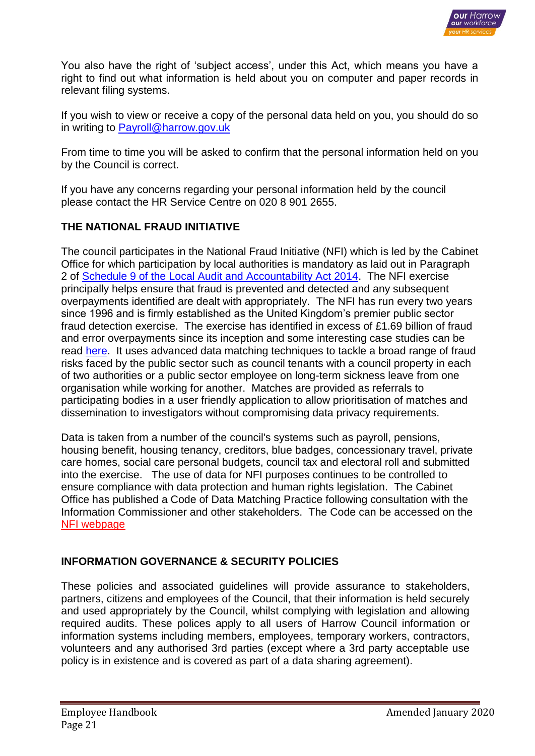You also have the right of 'subject access', under this Act, which means you have a right to find out what information is held about you on computer and paper records in relevant filing systems.

If you wish to view or receive a copy of the personal data held on you, you should do so in writing to Payroll@harrow.gov.uk

From time to time you will be asked to confirm that the personal information held on you by the Council is correct.

If you have any concerns regarding your personal information held by the council please contact the HR Service Centre on 020 8 901 2655.

## THE NATIONAL FRAUD INITIATIVE

The council participates in the National Fraud Initiative (NFI) which is led by the Cabinet Office for which participation by local authorities is mandatory as laid out in Paragraph 2 of Schedule 9 of the Local Audit and Accountability Act 2014. The NFI exercise principally helps ensure that fraud is prevented and detected and any subsequent overpayments identified are dealt with appropriately. The NFI has run every two years since 1996 and is firmly established as the United Kingdom's premier public sector fraud detection exercise. The exercise has identified in excess of £1.69 billion of fraud and error overpayments since its inception and some interesting case studies can be read here. It uses advanced data matching techniques to tackle a broad range of fraud risks faced by the public sector such as council tenants with a council property in each of two authorities or a public sector employee on long-term sickness leave from one organisation while working for another. Matches are provided as referrals to participating bodies in a user friendly application to allow prioritisation of matches and dissemination to investigators without compromising data privacy requirements.

Data is taken from a number of the council's systems such as payroll, pensions, housing benefit, housing tenancy, creditors, blue badges, concessionary travel, private care homes, social care personal budgets, council tax and electoral roll and submitted into the exercise. The use of data for NFI purposes continues to be controlled to ensure compliance with data protection and human rights legislation. The Cabinet Office has published a Code of Data Matching Practice following consultation with the Information Commissioner and other stakeholders. The Code can be accessed on the NFI webpage

## INFORMATION GOVERNANCE & SECURITY POLICIES

These policies and associated guidelines will provide assurance to stakeholders, partners, citizens and employees of the Council, that their information is held securely and used appropriately by the Council, whilst complying with legislation and allowing required audits. These polices apply to all users of Harrow Council information or information systems including members, employees, temporary workers, contractors, volunteers and any authorised 3rd parties (except where a 3rd party acceptable use policy is in existence and is covered as part of a data sharing agreement).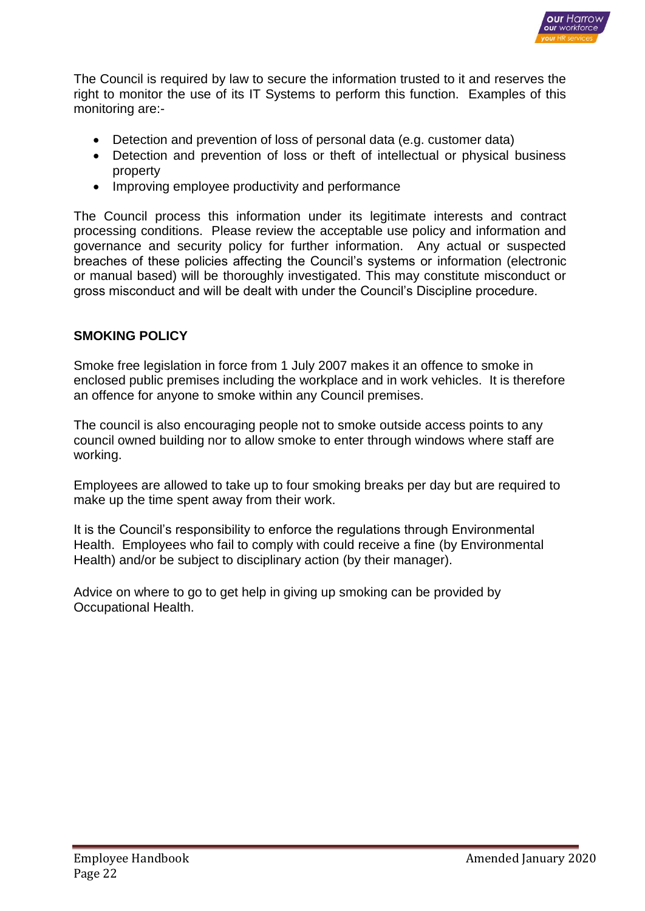The Council is required by law to secure the information trusted to it and reserves the right to monitor the use of its IT Systems to perform this function. Examples of this monitoring are:-

- Detection and prevention of loss of personal data (e.g. customer data)
- Detection and prevention of loss or theft of intellectual or physical business property
- Improving employee productivity and performance

The Council process this information under its legitimate interests and contract processing conditions. Please review the acceptable use policy and information and governance and security policy for further information. Any actual or suspected breaches of these policies affecting the Council's systems or information (electronic or manual based) will be thoroughly investigated. This may constitute misconduct or gross misconduct and will be dealt with under the Council's Discipline procedure.

## SMOKING POLICY

Smoke free legislation in force from 1 July 2007 makes it an offence to smoke in enclosed public premises including the workplace and in work vehicles. It is therefore an offence for anyone to smoke within any Council premises.

The council is also encouraging people not to smoke outside access points to any council owned building nor to allow smoke to enter through windows where staff are working.

Employees are allowed to take up to four smoking breaks per day but are required to make up the time spent away from their work.

It is the Council's responsibility to enforce the regulations through Environmental Health. Employees who fail to comply with could receive a fine (by Environmental Health) and/or be subject to disciplinary action (by their manager).

Advice on where to go to get help in giving up smoking can be provided by Occupational Health.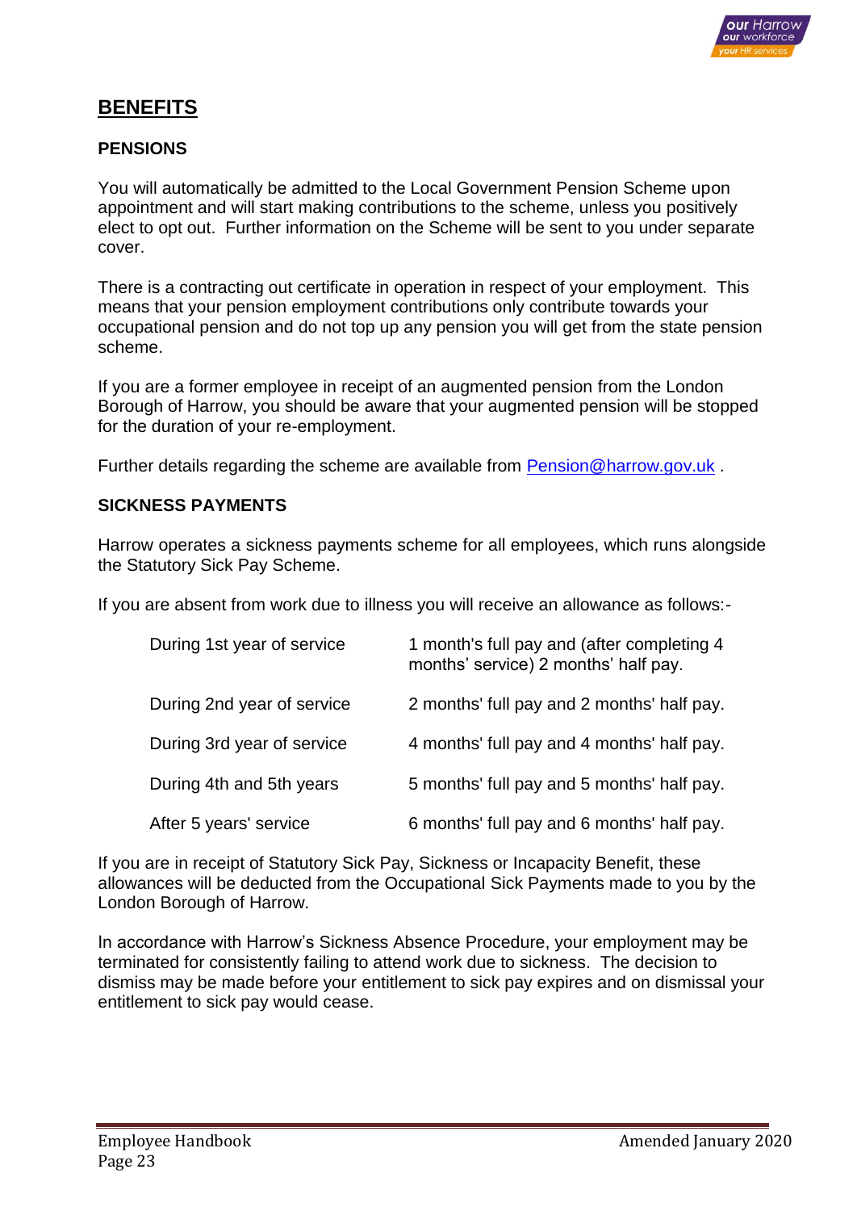# BENEFITS

## PENSIONS

You will automatically be admitted to the Local Government Pension Scheme upon appointment and will start making contributions to the scheme, unless you positively elect to opt out. Further information on the Scheme will be sent to you under separate cover.

There is a contracting out certificate in operation in respect of your employment. This means that your pension employment contributions only contribute towards your occupational pension and do not top up any pension you will get from the state pension scheme.

If you are a former employee in receipt of an augmented pension from the London Borough of Harrow, you should be aware that your augmented pension will be stopped for the duration of your re-employment.

Further details regarding the scheme are available from Pension@harrow.gov.uk .

## SICKNESS PAYMENTS

Harrow operates a sickness payments scheme for all employees, which runs alongside the Statutory Sick Pay Scheme.

If you are absent from work due to illness you will receive an allowance as follows:-

| | |
|---|---|
| During 1st year of service | 1 month's full pay and (after completing 4 months' service) 2 months' half pay. |
| During 2nd year of service | 2 months' full pay and 2 months' half pay. |
| During 3rd year of service | 4 months' full pay and 4 months' half pay. |
| During 4th and 5th years | 5 months' full pay and 5 months' half pay. |
| After 5 years' service | 6 months' full pay and 6 months' half pay. |

If you are in receipt of Statutory Sick Pay, Sickness or Incapacity Benefit, these allowances will be deducted from the Occupational Sick Payments made to you by the London Borough of Harrow.

In accordance with Harrow's Sickness Absence Procedure, your employment may be terminated for consistently failing to attend work due to sickness. The decision to dismiss may be made before your entitlement to sick pay expires and on dismissal your entitlement to sick pay would cease.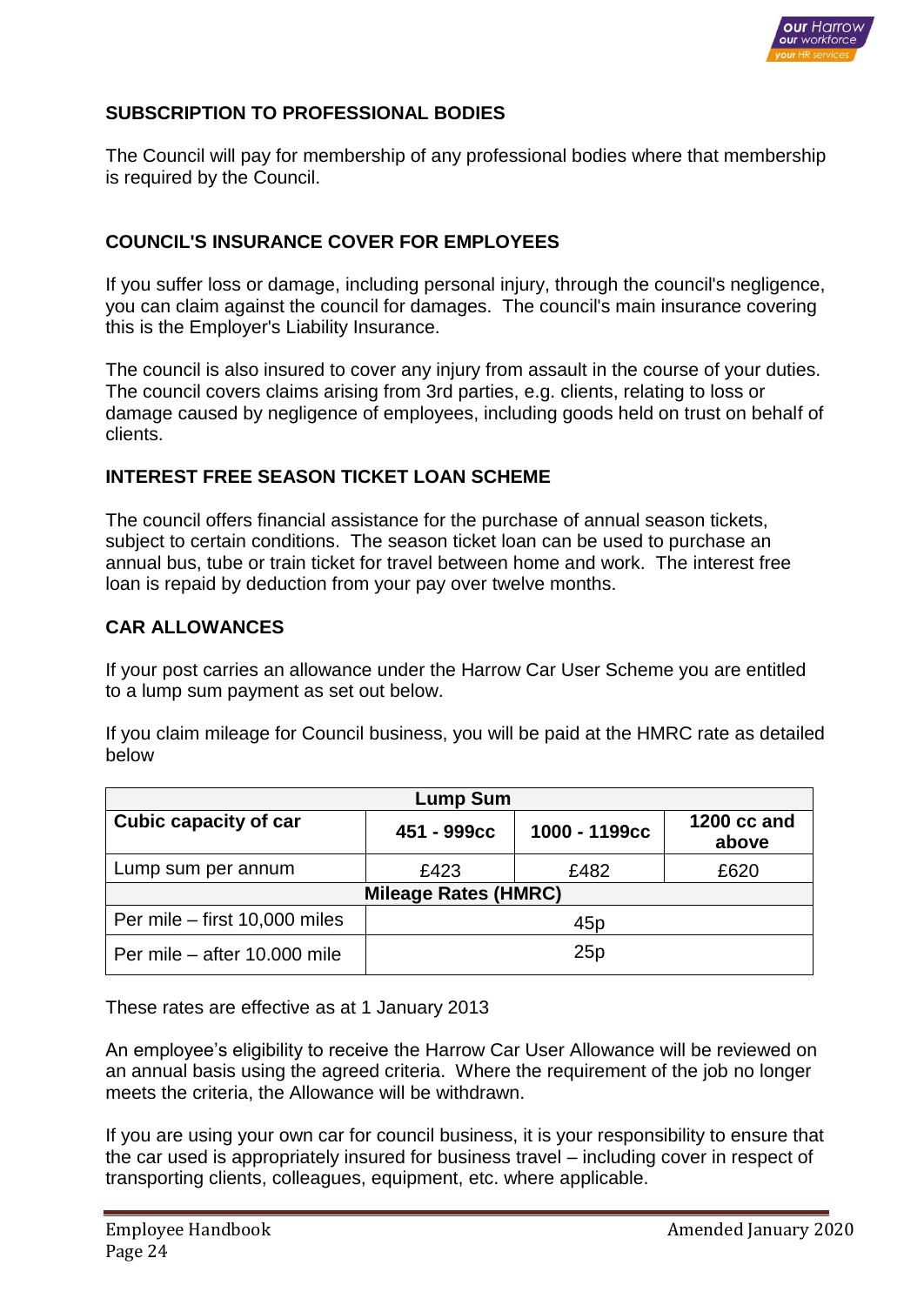## SUBSCRIPTION TO PROFESSIONAL BODIES

The Council will pay for membership of any professional bodies where that membership is required by the Council.

## COUNCIL'S INSURANCE COVER FOR EMPLOYEES

If you suffer loss or damage, including personal injury, through the council's negligence, you can claim against the council for damages. The council's main insurance covering this is the Employer's Liability Insurance.

The council is also insured to cover any injury from assault in the course of your duties. The council covers claims arising from 3rd parties, e.g. clients, relating to loss or damage caused by negligence of employees, including goods held on trust on behalf of clients.

## INTEREST FREE SEASON TICKET LOAN SCHEME

The council offers financial assistance for the purchase of annual season tickets, subject to certain conditions. The season ticket loan can be used to purchase an annual bus, tube or train ticket for travel between home and work. The interest free loan is repaid by deduction from your pay over twelve months.

## CAR ALLOWANCES

If your post carries an allowance under the Harrow Car User Scheme you are entitled to a lump sum payment as set out below.

If you claim mileage for Council business, you will be paid at the HMRC rate as detailed below

| Lump Sum | | | |
|---|---|---|---|
| **Cubic capacity of car** | **451 - 999cc** | **1000 - 1199cc** | **1200 cc and above** |
| Lump sum per annum | £423 | £482 | £620 |
| **Mileage Rates (HMRC)** | | | |
| Per mile – first 10,000 miles | 45p | | |
| Per mile – after 10.000 mile | 25p | | |

These rates are effective as at 1 January 2013

An employee's eligibility to receive the Harrow Car User Allowance will be reviewed on an annual basis using the agreed criteria. Where the requirement of the job no longer meets the criteria, the Allowance will be withdrawn.

If you are using your own car for council business, it is your responsibility to ensure that the car used is appropriately insured for business travel – including cover in respect of transporting clients, colleagues, equipment, etc. where applicable.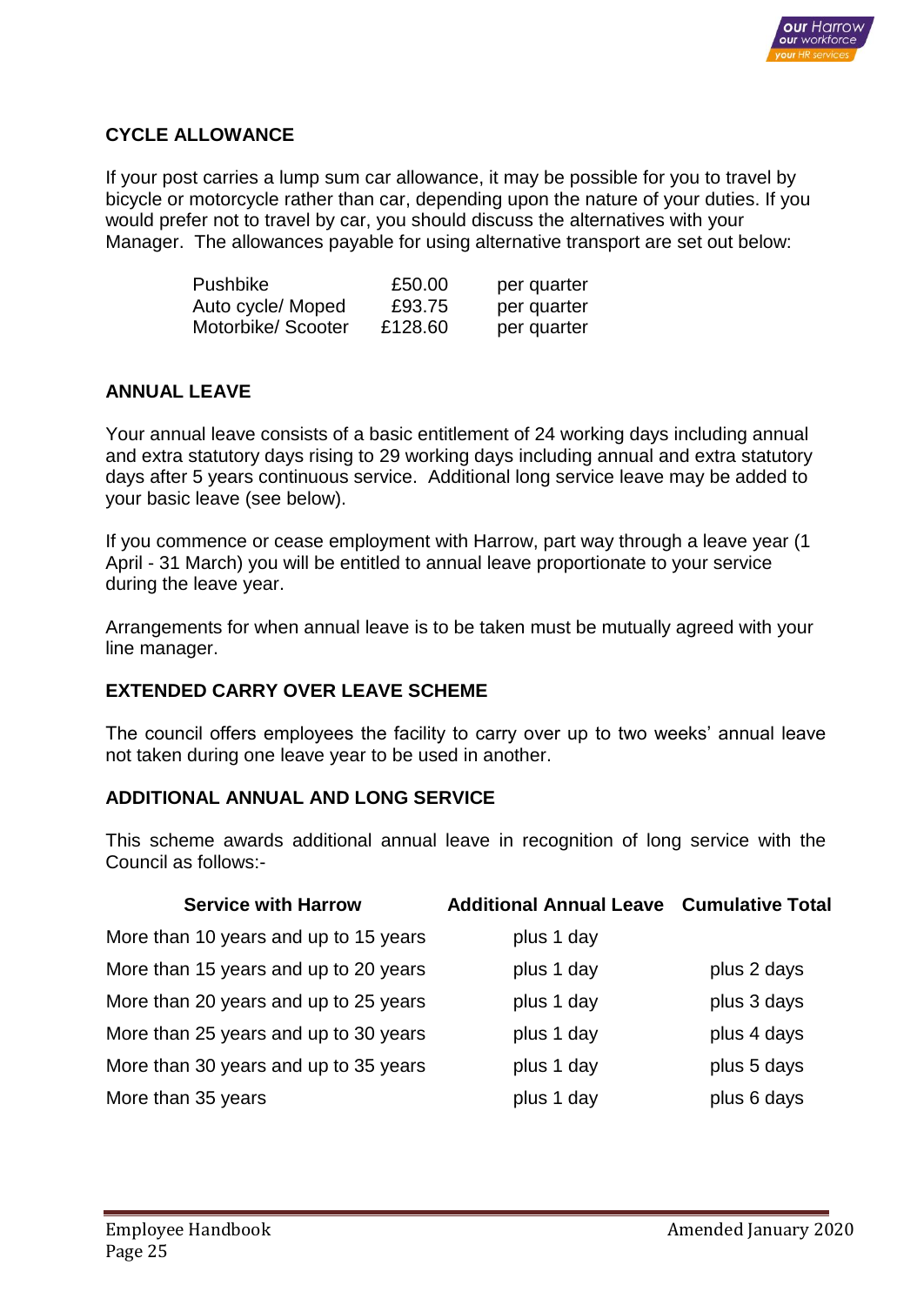## CYCLE ALLOWANCE

If your post carries a lump sum car allowance, it may be possible for you to travel by bicycle or motorcycle rather than car, depending upon the nature of your duties. If you would prefer not to travel by car, you should discuss the alternatives with your Manager. The allowances payable for using alternative transport are set out below:

| | | |
|---|---|---|
| Pushbike | £50.00 | per quarter |
| Auto cycle/ Moped | £93.75 | per quarter |
| Motorbike/ Scooter | £128.60 | per quarter |

## ANNUAL LEAVE

Your annual leave consists of a basic entitlement of 24 working days including annual and extra statutory days rising to 29 working days including annual and extra statutory days after 5 years continuous service. Additional long service leave may be added to your basic leave (see below).

If you commence or cease employment with Harrow, part way through a leave year (1 April - 31 March) you will be entitled to annual leave proportionate to your service during the leave year.

Arrangements for when annual leave is to be taken must be mutually agreed with your line manager.

## EXTENDED CARRY OVER LEAVE SCHEME

The council offers employees the facility to carry over up to two weeks' annual leave not taken during one leave year to be used in another.

## ADDITIONAL ANNUAL AND LONG SERVICE

This scheme awards additional annual leave in recognition of long service with the Council as follows:-

| Service with Harrow | Additional Annual Leave | Cumulative Total |
|---|---|---|
| More than 10 years and up to 15 years | plus 1 day | |
| More than 15 years and up to 20 years | plus 1 day | plus 2 days |
| More than 20 years and up to 25 years | plus 1 day | plus 3 days |
| More than 25 years and up to 30 years | plus 1 day | plus 4 days |
| More than 30 years and up to 35 years | plus 1 day | plus 5 days |
| More than 35 years | plus 1 day | plus 6 days |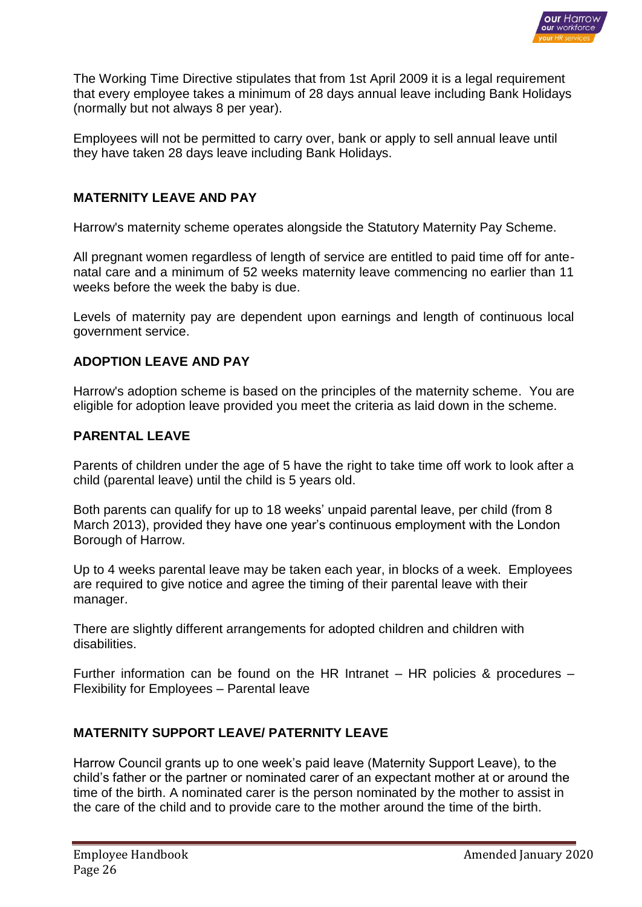The Working Time Directive stipulates that from 1st April 2009 it is a legal requirement that every employee takes a minimum of 28 days annual leave including Bank Holidays (normally but not always 8 per year).

Employees will not be permitted to carry over, bank or apply to sell annual leave until they have taken 28 days leave including Bank Holidays.

## MATERNITY LEAVE AND PAY

Harrow's maternity scheme operates alongside the Statutory Maternity Pay Scheme.

All pregnant women regardless of length of service are entitled to paid time off for ante-natal care and a minimum of 52 weeks maternity leave commencing no earlier than 11 weeks before the week the baby is due.

Levels of maternity pay are dependent upon earnings and length of continuous local government service.

## ADOPTION LEAVE AND PAY

Harrow's adoption scheme is based on the principles of the maternity scheme. You are eligible for adoption leave provided you meet the criteria as laid down in the scheme.

## PARENTAL LEAVE

Parents of children under the age of 5 have the right to take time off work to look after a child (parental leave) until the child is 5 years old.

Both parents can qualify for up to 18 weeks' unpaid parental leave, per child (from 8 March 2013), provided they have one year's continuous employment with the London Borough of Harrow.

Up to 4 weeks parental leave may be taken each year, in blocks of a week. Employees are required to give notice and agree the timing of their parental leave with their manager.

There are slightly different arrangements for adopted children and children with disabilities.

Further information can be found on the HR Intranet – HR policies & procedures – Flexibility for Employees – Parental leave

## MATERNITY SUPPORT LEAVE/ PATERNITY LEAVE

Harrow Council grants up to one week's paid leave (Maternity Support Leave), to the child's father or the partner or nominated carer of an expectant mother at or around the time of the birth. A nominated carer is the person nominated by the mother to assist in the care of the child and to provide care to the mother around the time of the birth.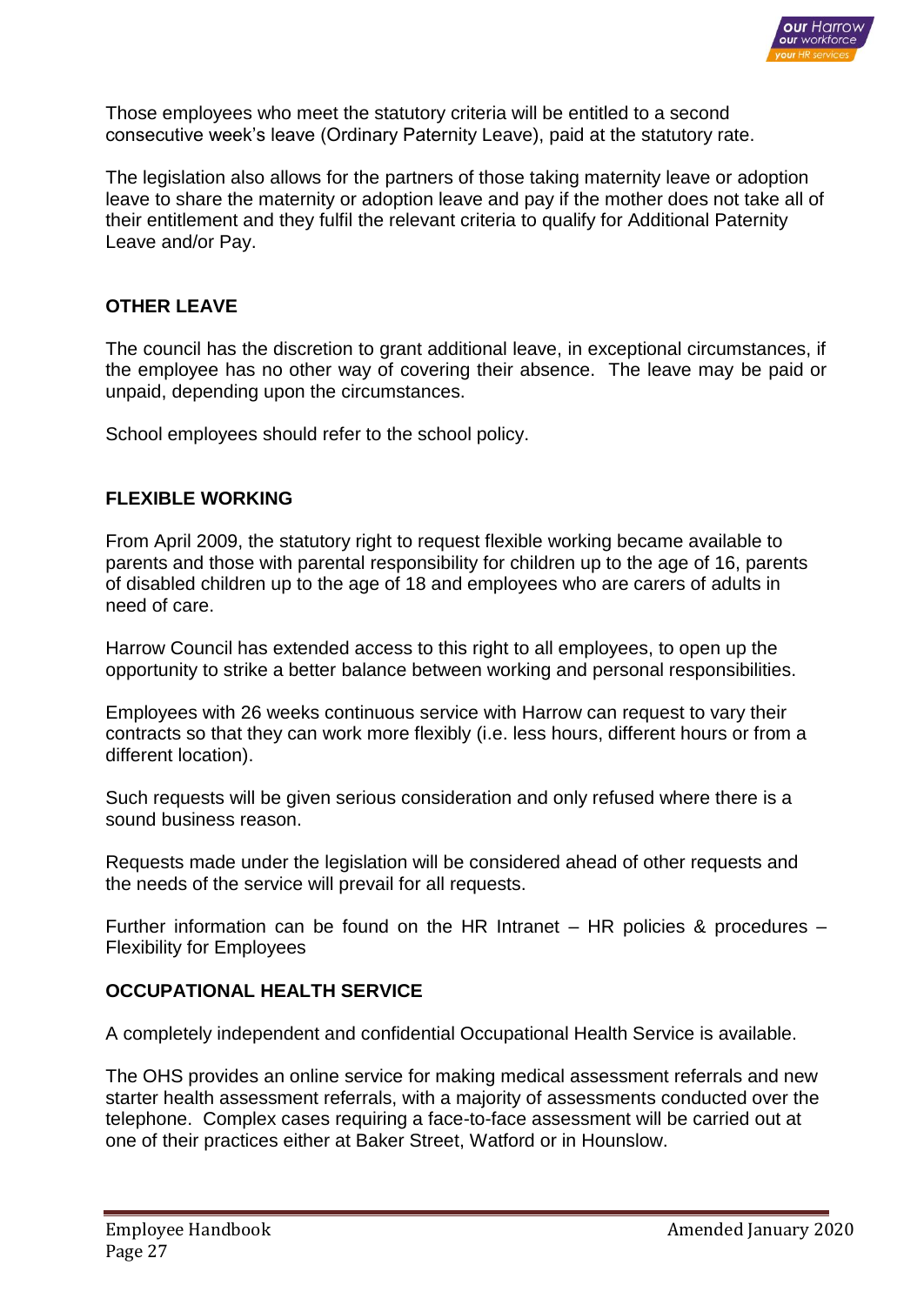Those employees who meet the statutory criteria will be entitled to a second consecutive week's leave (Ordinary Paternity Leave), paid at the statutory rate.

The legislation also allows for the partners of those taking maternity leave or adoption leave to share the maternity or adoption leave and pay if the mother does not take all of their entitlement and they fulfil the relevant criteria to qualify for Additional Paternity Leave and/or Pay.

## OTHER LEAVE

The council has the discretion to grant additional leave, in exceptional circumstances, if the employee has no other way of covering their absence. The leave may be paid or unpaid, depending upon the circumstances.

School employees should refer to the school policy.

## FLEXIBLE WORKING

From April 2009, the statutory right to request flexible working became available to parents and those with parental responsibility for children up to the age of 16, parents of disabled children up to the age of 18 and employees who are carers of adults in need of care.

Harrow Council has extended access to this right to all employees, to open up the opportunity to strike a better balance between working and personal responsibilities.

Employees with 26 weeks continuous service with Harrow can request to vary their contracts so that they can work more flexibly (i.e. less hours, different hours or from a different location).

Such requests will be given serious consideration and only refused where there is a sound business reason.

Requests made under the legislation will be considered ahead of other requests and the needs of the service will prevail for all requests.

Further information can be found on the HR Intranet – HR policies & procedures – Flexibility for Employees

## OCCUPATIONAL HEALTH SERVICE

A completely independent and confidential Occupational Health Service is available.

The OHS provides an online service for making medical assessment referrals and new starter health assessment referrals, with a majority of assessments conducted over the telephone. Complex cases requiring a face-to-face assessment will be carried out at one of their practices either at Baker Street, Watford or in Hounslow.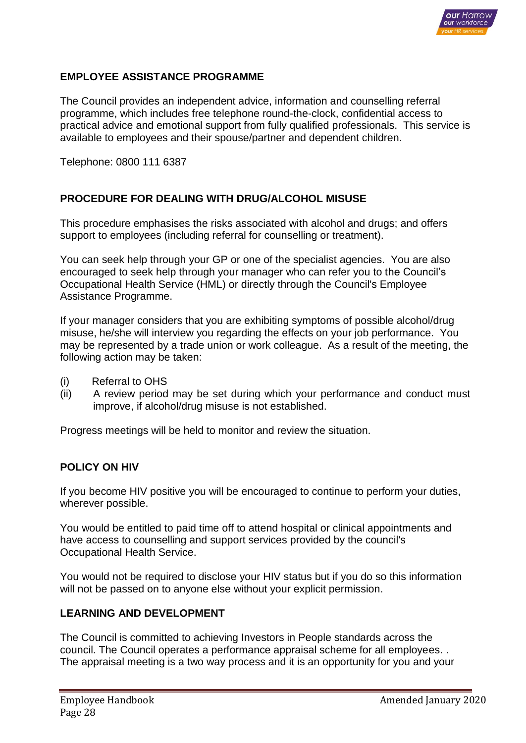## EMPLOYEE ASSISTANCE PROGRAMME

The Council provides an independent advice, information and counselling referral programme, which includes free telephone round-the-clock, confidential access to practical advice and emotional support from fully qualified professionals. This service is available to employees and their spouse/partner and dependent children.

Telephone: 0800 111 6387

## PROCEDURE FOR DEALING WITH DRUG/ALCOHOL MISUSE

This procedure emphasises the risks associated with alcohol and drugs; and offers support to employees (including referral for counselling or treatment).

You can seek help through your GP or one of the specialist agencies. You are also encouraged to seek help through your manager who can refer you to the Council's Occupational Health Service (HML) or directly through the Council's Employee Assistance Programme.

If your manager considers that you are exhibiting symptoms of possible alcohol/drug misuse, he/she will interview you regarding the effects on your job performance. You may be represented by a trade union or work colleague. As a result of the meeting, the following action may be taken:

(i) Referral to OHS
(ii) A review period may be set during which your performance and conduct must improve, if alcohol/drug misuse is not established.

Progress meetings will be held to monitor and review the situation.

## POLICY ON HIV

If you become HIV positive you will be encouraged to continue to perform your duties, wherever possible.

You would be entitled to paid time off to attend hospital or clinical appointments and have access to counselling and support services provided by the council's Occupational Health Service.

You would not be required to disclose your HIV status but if you do so this information will not be passed on to anyone else without your explicit permission.

## LEARNING AND DEVELOPMENT

The Council is committed to achieving Investors in People standards across the council. The Council operates a performance appraisal scheme for all employees. . The appraisal meeting is a two way process and it is an opportunity for you and your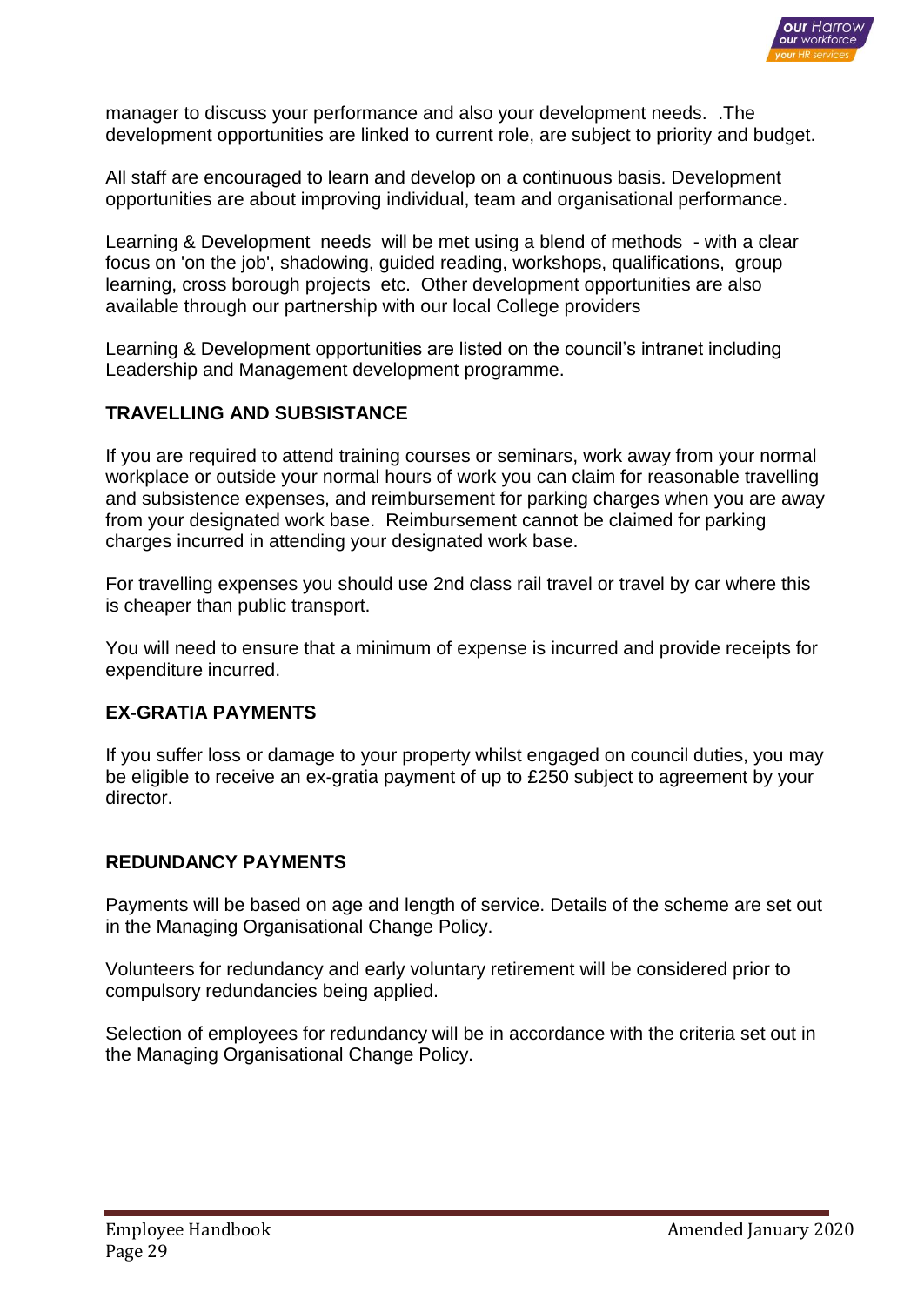manager to discuss your performance and also your development needs. .The development opportunities are linked to current role, are subject to priority and budget.

All staff are encouraged to learn and develop on a continuous basis. Development opportunities are about improving individual, team and organisational performance.

Learning & Development needs will be met using a blend of methods - with a clear focus on 'on the job', shadowing, guided reading, workshops, qualifications, group learning, cross borough projects etc. Other development opportunities are also available through our partnership with our local College providers

Learning & Development opportunities are listed on the council's intranet including Leadership and Management development programme.

## TRAVELLING AND SUBSISTANCE

If you are required to attend training courses or seminars, work away from your normal workplace or outside your normal hours of work you can claim for reasonable travelling and subsistence expenses, and reimbursement for parking charges when you are away from your designated work base. Reimbursement cannot be claimed for parking charges incurred in attending your designated work base.

For travelling expenses you should use 2nd class rail travel or travel by car where this is cheaper than public transport.

You will need to ensure that a minimum of expense is incurred and provide receipts for expenditure incurred.

## EX-GRATIA PAYMENTS

If you suffer loss or damage to your property whilst engaged on council duties, you may be eligible to receive an ex-gratia payment of up to £250 subject to agreement by your director.

## REDUNDANCY PAYMENTS

Payments will be based on age and length of service. Details of the scheme are set out in the Managing Organisational Change Policy.

Volunteers for redundancy and early voluntary retirement will be considered prior to compulsory redundancies being applied.

Selection of employees for redundancy will be in accordance with the criteria set out in the Managing Organisational Change Policy.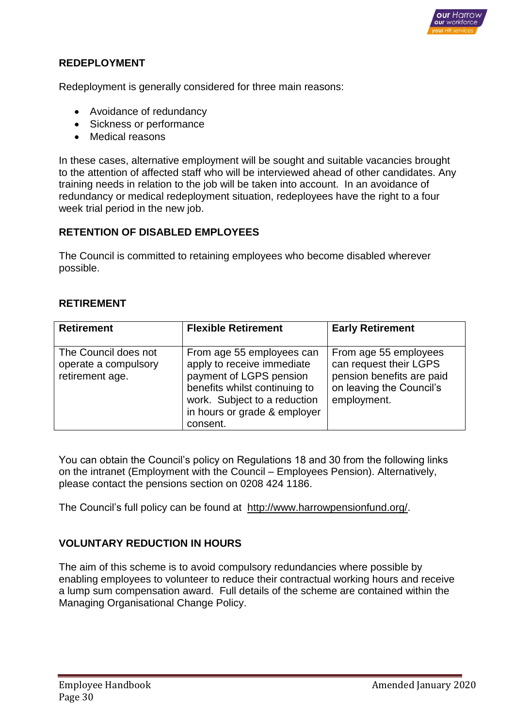## REDEPLOYMENT

Redeployment is generally considered for three main reasons:

- Avoidance of redundancy
- Sickness or performance
- Medical reasons

In these cases, alternative employment will be sought and suitable vacancies brought to the attention of affected staff who will be interviewed ahead of other candidates. Any training needs in relation to the job will be taken into account. In an avoidance of redundancy or medical redeployment situation, redeployees have the right to a four week trial period in the new job.

## RETENTION OF DISABLED EMPLOYEES

The Council is committed to retaining employees who become disabled wherever possible.

## RETIREMENT

| Retirement | Flexible Retirement | Early Retirement |
|---|---|---|
| The Council does not operate a compulsory retirement age. | From age 55 employees can apply to receive immediate payment of LGPS pension benefits whilst continuing to work. Subject to a reduction in hours or grade & employer consent. | From age 55 employees can request their LGPS pension benefits are paid on leaving the Council's employment. |

You can obtain the Council's policy on Regulations 18 and 30 from the following links on the intranet (Employment with the Council – Employees Pension). Alternatively, please contact the pensions section on 0208 424 1186.

The Council's full policy can be found at http://www.harrowpensionfund.org/.

## VOLUNTARY REDUCTION IN HOURS

The aim of this scheme is to avoid compulsory redundancies where possible by enabling employees to volunteer to reduce their contractual working hours and receive a lump sum compensation award. Full details of the scheme are contained within the Managing Organisational Change Policy.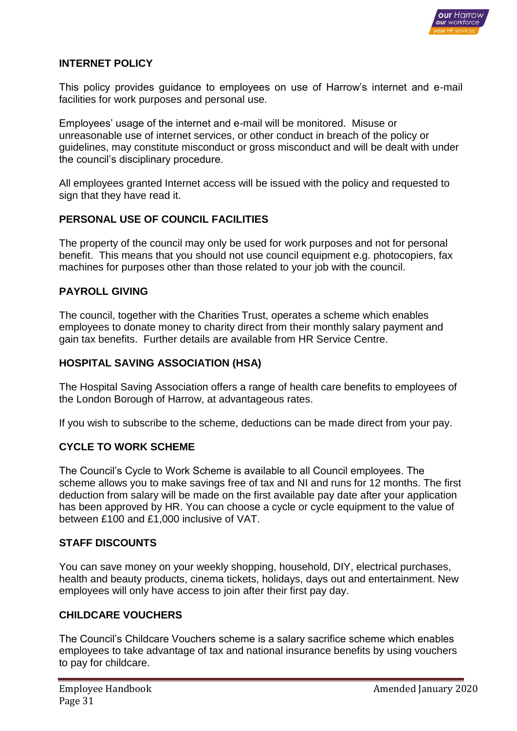## INTERNET POLICY

This policy provides guidance to employees on use of Harrow's internet and e-mail facilities for work purposes and personal use.

Employees' usage of the internet and e-mail will be monitored. Misuse or unreasonable use of internet services, or other conduct in breach of the policy or guidelines, may constitute misconduct or gross misconduct and will be dealt with under the council's disciplinary procedure.

All employees granted Internet access will be issued with the policy and requested to sign that they have read it.

## PERSONAL USE OF COUNCIL FACILITIES

The property of the council may only be used for work purposes and not for personal benefit. This means that you should not use council equipment e.g. photocopiers, fax machines for purposes other than those related to your job with the council.

## PAYROLL GIVING

The council, together with the Charities Trust, operates a scheme which enables employees to donate money to charity direct from their monthly salary payment and gain tax benefits. Further details are available from HR Service Centre.

## HOSPITAL SAVING ASSOCIATION (HSA)

The Hospital Saving Association offers a range of health care benefits to employees of the London Borough of Harrow, at advantageous rates.

If you wish to subscribe to the scheme, deductions can be made direct from your pay.

## CYCLE TO WORK SCHEME

The Council's Cycle to Work Scheme is available to all Council employees. The scheme allows you to make savings free of tax and NI and runs for 12 months. The first deduction from salary will be made on the first available pay date after your application has been approved by HR. You can choose a cycle or cycle equipment to the value of between £100 and £1,000 inclusive of VAT.

## STAFF DISCOUNTS

You can save money on your weekly shopping, household, DIY, electrical purchases, health and beauty products, cinema tickets, holidays, days out and entertainment. New employees will only have access to join after their first pay day.

## CHILDCARE VOUCHERS

The Council's Childcare Vouchers scheme is a salary sacrifice scheme which enables employees to take advantage of tax and national insurance benefits by using vouchers to pay for childcare.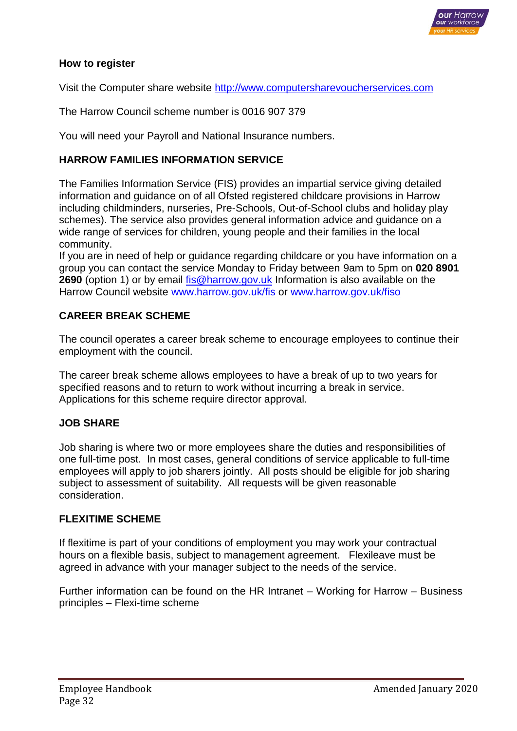### How to register

Visit the Computer share website [http://www.computersharevoucherservices.com](http://www.computersharevoucherservices.com)

The Harrow Council scheme number is 0016 907 379

You will need your Payroll and National Insurance numbers.

### HARROW FAMILIES INFORMATION SERVICE

The Families Information Service (FIS) provides an impartial service giving detailed information and guidance on of all Ofsted registered childcare provisions in Harrow including childminders, nurseries, Pre-Schools, Out-of-School clubs and holiday play schemes). The service also provides general information advice and guidance on a wide range of services for children, young people and their families in the local community.
If you are in need of help or guidance regarding childcare or you have information on a group you can contact the service Monday to Friday between 9am to 5pm on **020 8901 2690** (option 1) or by email [fis@harrow.gov.uk](mailto:fis@harrow.gov.uk) Information is also available on the Harrow Council website [www.harrow.gov.uk/fis](http://www.harrow.gov.uk/fis) or [www.harrow.gov.uk/fiso](http://www.harrow.gov.uk/fiso)

### CAREER BREAK SCHEME

The council operates a career break scheme to encourage employees to continue their employment with the council.

The career break scheme allows employees to have a break of up to two years for specified reasons and to return to work without incurring a break in service. Applications for this scheme require director approval.

### JOB SHARE

Job sharing is where two or more employees share the duties and responsibilities of one full-time post. In most cases, general conditions of service applicable to full-time employees will apply to job sharers jointly. All posts should be eligible for job sharing subject to assessment of suitability. All requests will be given reasonable consideration.

### FLEXITIME SCHEME

If flexitime is part of your conditions of employment you may work your contractual hours on a flexible basis, subject to management agreement. Flexileave must be agreed in advance with your manager subject to the needs of the service.

Further information can be found on the HR Intranet – Working for Harrow – Business principles – Flexi-time scheme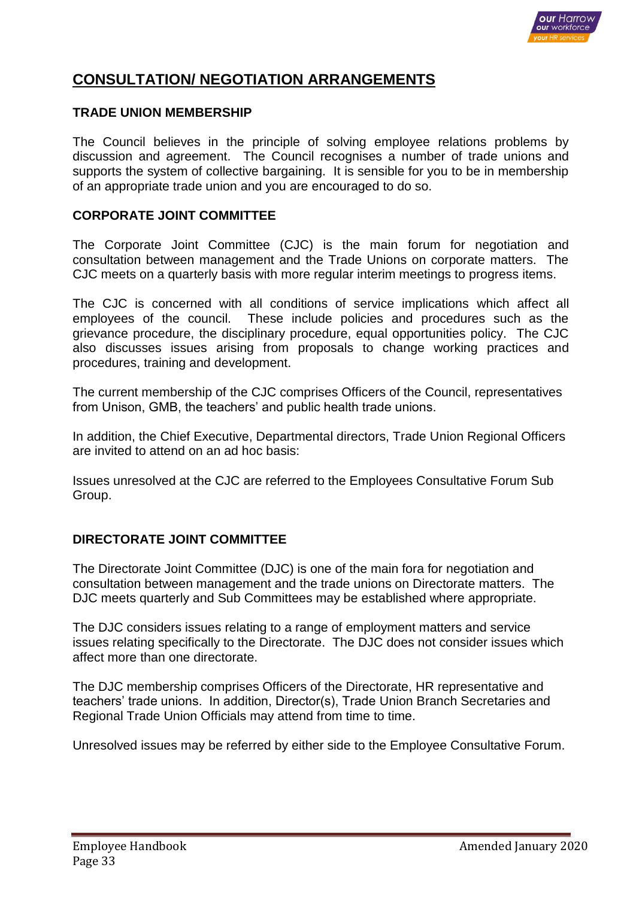# CONSULTATION/ NEGOTIATION ARRANGEMENTS

## TRADE UNION MEMBERSHIP

The Council believes in the principle of solving employee relations problems by discussion and agreement. The Council recognises a number of trade unions and supports the system of collective bargaining. It is sensible for you to be in membership of an appropriate trade union and you are encouraged to do so.

## CORPORATE JOINT COMMITTEE

The Corporate Joint Committee (CJC) is the main forum for negotiation and consultation between management and the Trade Unions on corporate matters. The CJC meets on a quarterly basis with more regular interim meetings to progress items.

The CJC is concerned with all conditions of service implications which affect all employees of the council. These include policies and procedures such as the grievance procedure, the disciplinary procedure, equal opportunities policy. The CJC also discusses issues arising from proposals to change working practices and procedures, training and development.

The current membership of the CJC comprises Officers of the Council, representatives from Unison, GMB, the teachers' and public health trade unions.

In addition, the Chief Executive, Departmental directors, Trade Union Regional Officers are invited to attend on an ad hoc basis:

Issues unresolved at the CJC are referred to the Employees Consultative Forum Sub Group.

## DIRECTORATE JOINT COMMITTEE

The Directorate Joint Committee (DJC) is one of the main fora for negotiation and consultation between management and the trade unions on Directorate matters. The DJC meets quarterly and Sub Committees may be established where appropriate.

The DJC considers issues relating to a range of employment matters and service issues relating specifically to the Directorate. The DJC does not consider issues which affect more than one directorate.

The DJC membership comprises Officers of the Directorate, HR representative and teachers' trade unions. In addition, Director(s), Trade Union Branch Secretaries and Regional Trade Union Officials may attend from time to time.

Unresolved issues may be referred by either side to the Employee Consultative Forum.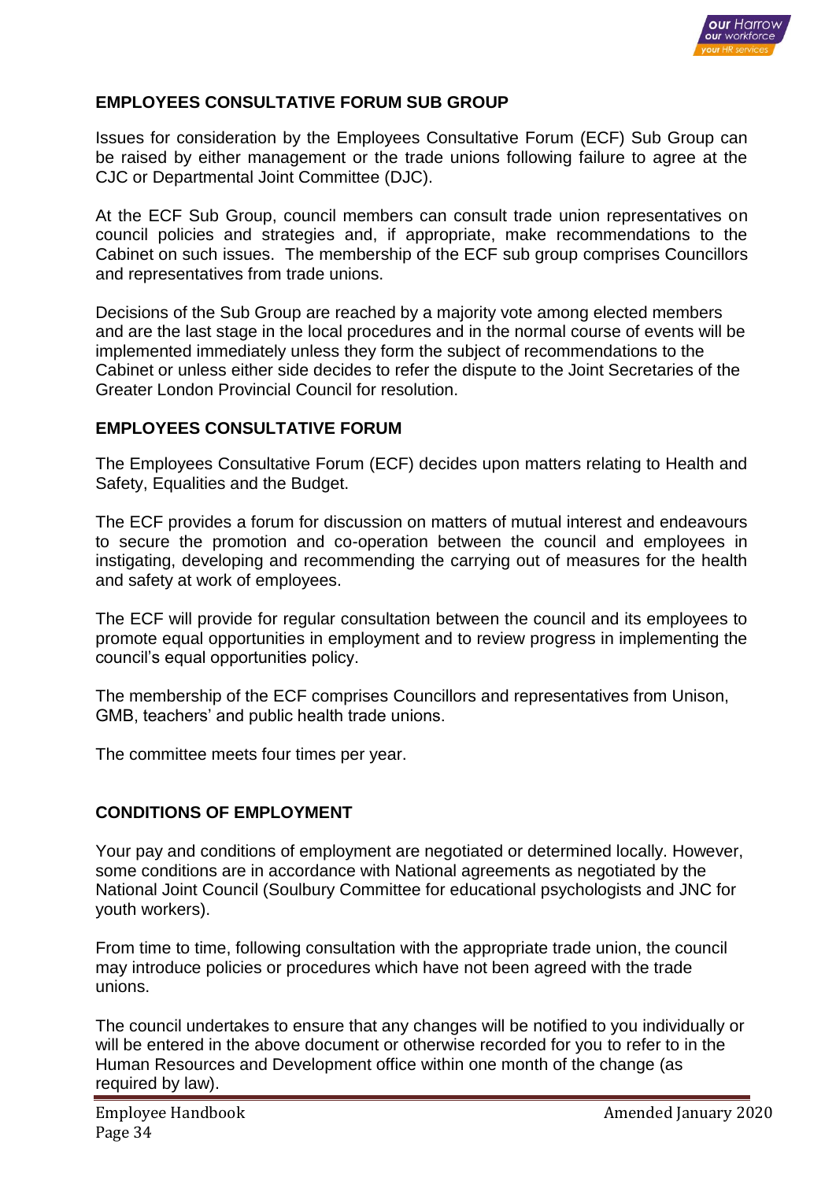## EMPLOYEES CONSULTATIVE FORUM SUB GROUP

Issues for consideration by the Employees Consultative Forum (ECF) Sub Group can be raised by either management or the trade unions following failure to agree at the CJC or Departmental Joint Committee (DJC).

At the ECF Sub Group, council members can consult trade union representatives on council policies and strategies and, if appropriate, make recommendations to the Cabinet on such issues. The membership of the ECF sub group comprises Councillors and representatives from trade unions.

Decisions of the Sub Group are reached by a majority vote among elected members and are the last stage in the local procedures and in the normal course of events will be implemented immediately unless they form the subject of recommendations to the Cabinet or unless either side decides to refer the dispute to the Joint Secretaries of the Greater London Provincial Council for resolution.

## EMPLOYEES CONSULTATIVE FORUM

The Employees Consultative Forum (ECF) decides upon matters relating to Health and Safety, Equalities and the Budget.

The ECF provides a forum for discussion on matters of mutual interest and endeavours to secure the promotion and co-operation between the council and employees in instigating, developing and recommending the carrying out of measures for the health and safety at work of employees.

The ECF will provide for regular consultation between the council and its employees to promote equal opportunities in employment and to review progress in implementing the council's equal opportunities policy.

The membership of the ECF comprises Councillors and representatives from Unison, GMB, teachers' and public health trade unions.

The committee meets four times per year.

## CONDITIONS OF EMPLOYMENT

Your pay and conditions of employment are negotiated or determined locally. However, some conditions are in accordance with National agreements as negotiated by the National Joint Council (Soulbury Committee for educational psychologists and JNC for youth workers).

From time to time, following consultation with the appropriate trade union, the council may introduce policies or procedures which have not been agreed with the trade unions.

The council undertakes to ensure that any changes will be notified to you individually or will be entered in the above document or otherwise recorded for you to refer to in the Human Resources and Development office within one month of the change (as required by law).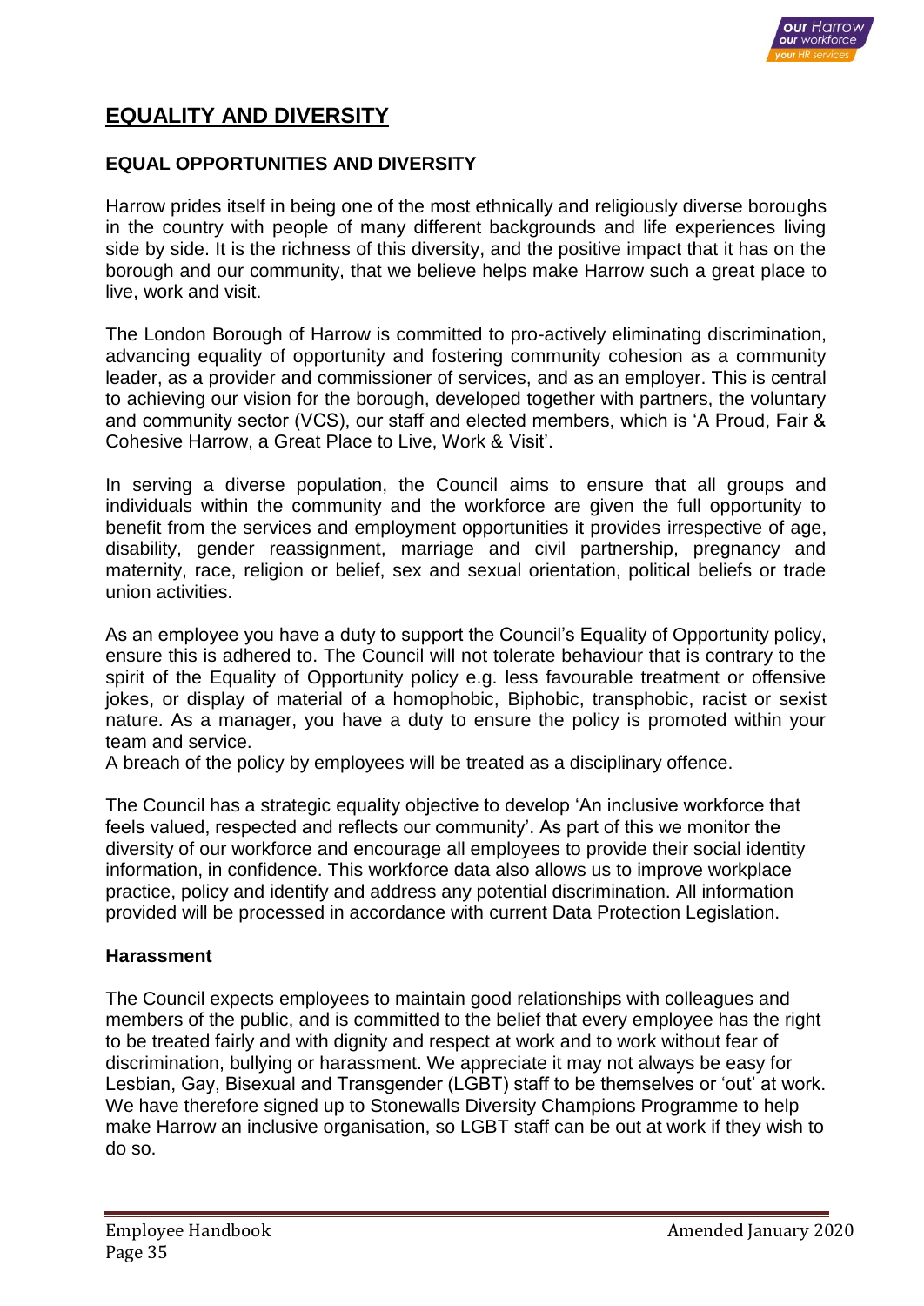# EQUALITY AND DIVERSITY

## EQUAL OPPORTUNITIES AND DIVERSITY

Harrow prides itself in being one of the most ethnically and religiously diverse boroughs in the country with people of many different backgrounds and life experiences living side by side. It is the richness of this diversity, and the positive impact that it has on the borough and our community, that we believe helps make Harrow such a great place to live, work and visit.

The London Borough of Harrow is committed to pro-actively eliminating discrimination, advancing equality of opportunity and fostering community cohesion as a community leader, as a provider and commissioner of services, and as an employer. This is central to achieving our vision for the borough, developed together with partners, the voluntary and community sector (VCS), our staff and elected members, which is 'A Proud, Fair & Cohesive Harrow, a Great Place to Live, Work & Visit'.

In serving a diverse population, the Council aims to ensure that all groups and individuals within the community and the workforce are given the full opportunity to benefit from the services and employment opportunities it provides irrespective of age, disability, gender reassignment, marriage and civil partnership, pregnancy and maternity, race, religion or belief, sex and sexual orientation, political beliefs or trade union activities.

As an employee you have a duty to support the Council's Equality of Opportunity policy, ensure this is adhered to. The Council will not tolerate behaviour that is contrary to the spirit of the Equality of Opportunity policy e.g. less favourable treatment or offensive jokes, or display of material of a homophobic, Biphobic, transphobic, racist or sexist nature. As a manager, you have a duty to ensure the policy is promoted within your team and service.
A breach of the policy by employees will be treated as a disciplinary offence.

The Council has a strategic equality objective to develop 'An inclusive workforce that feels valued, respected and reflects our community'. As part of this we monitor the diversity of our workforce and encourage all employees to provide their social identity information, in confidence. This workforce data also allows us to improve workplace practice, policy and identify and address any potential discrimination. All information provided will be processed in accordance with current Data Protection Legislation.

### Harassment

The Council expects employees to maintain good relationships with colleagues and members of the public, and is committed to the belief that every employee has the right to be treated fairly and with dignity and respect at work and to work without fear of discrimination, bullying or harassment. We appreciate it may not always be easy for Lesbian, Gay, Bisexual and Transgender (LGBT) staff to be themselves or 'out' at work. We have therefore signed up to Stonewalls Diversity Champions Programme to help make Harrow an inclusive organisation, so LGBT staff can be out at work if they wish to do so.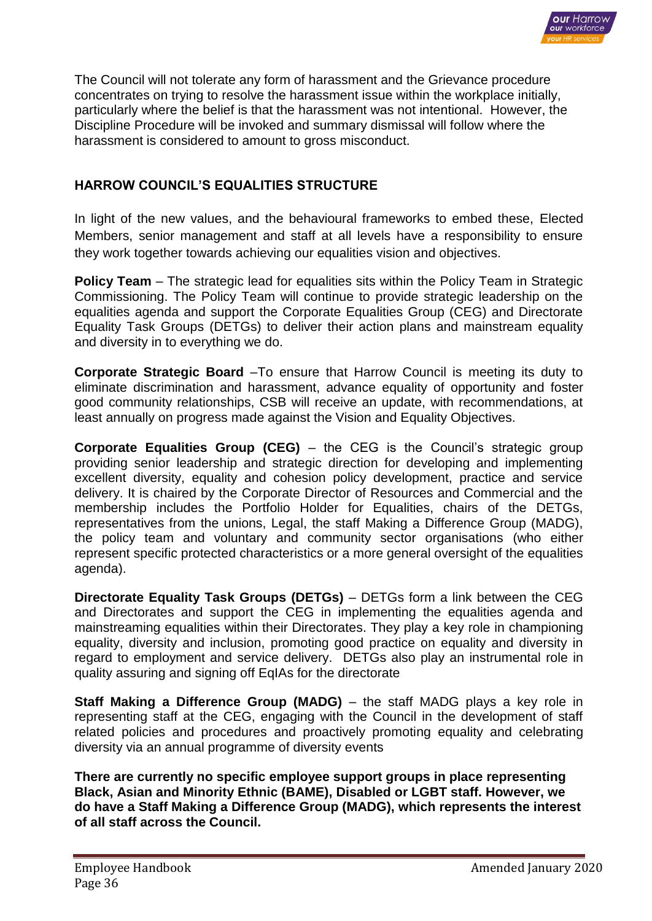The Council will not tolerate any form of harassment and the Grievance procedure concentrates on trying to resolve the harassment issue within the workplace initially, particularly where the belief is that the harassment was not intentional. However, the Discipline Procedure will be invoked and summary dismissal will follow where the harassment is considered to amount to gross misconduct.

## HARROW COUNCIL'S EQUALITIES STRUCTURE

In light of the new values, and the behavioural frameworks to embed these, Elected Members, senior management and staff at all levels have a responsibility to ensure they work together towards achieving our equalities vision and objectives.

**Policy Team** – The strategic lead for equalities sits within the Policy Team in Strategic Commissioning. The Policy Team will continue to provide strategic leadership on the equalities agenda and support the Corporate Equalities Group (CEG) and Directorate Equality Task Groups (DETGs) to deliver their action plans and mainstream equality and diversity in to everything we do.

**Corporate Strategic Board** –To ensure that Harrow Council is meeting its duty to eliminate discrimination and harassment, advance equality of opportunity and foster good community relationships, CSB will receive an update, with recommendations, at least annually on progress made against the Vision and Equality Objectives.

**Corporate Equalities Group (CEG)** – the CEG is the Council's strategic group providing senior leadership and strategic direction for developing and implementing excellent diversity, equality and cohesion policy development, practice and service delivery. It is chaired by the Corporate Director of Resources and Commercial and the membership includes the Portfolio Holder for Equalities, chairs of the DETGs, representatives from the unions, Legal, the staff Making a Difference Group (MADG), the policy team and voluntary and community sector organisations (who either represent specific protected characteristics or a more general oversight of the equalities agenda).

**Directorate Equality Task Groups (DETGs)** – DETGs form a link between the CEG and Directorates and support the CEG in implementing the equalities agenda and mainstreaming equalities within their Directorates. They play a key role in championing equality, diversity and inclusion, promoting good practice on equality and diversity in regard to employment and service delivery. DETGs also play an instrumental role in quality assuring and signing off EqIAs for the directorate

**Staff Making a Difference Group (MADG)** – the staff MADG plays a key role in representing staff at the CEG, engaging with the Council in the development of staff related policies and procedures and proactively promoting equality and celebrating diversity via an annual programme of diversity events

**There are currently no specific employee support groups in place representing Black, Asian and Minority Ethnic (BAME), Disabled or LGBT staff. However, we do have a Staff Making a Difference Group (MADG), which represents the interest of all staff across the Council.**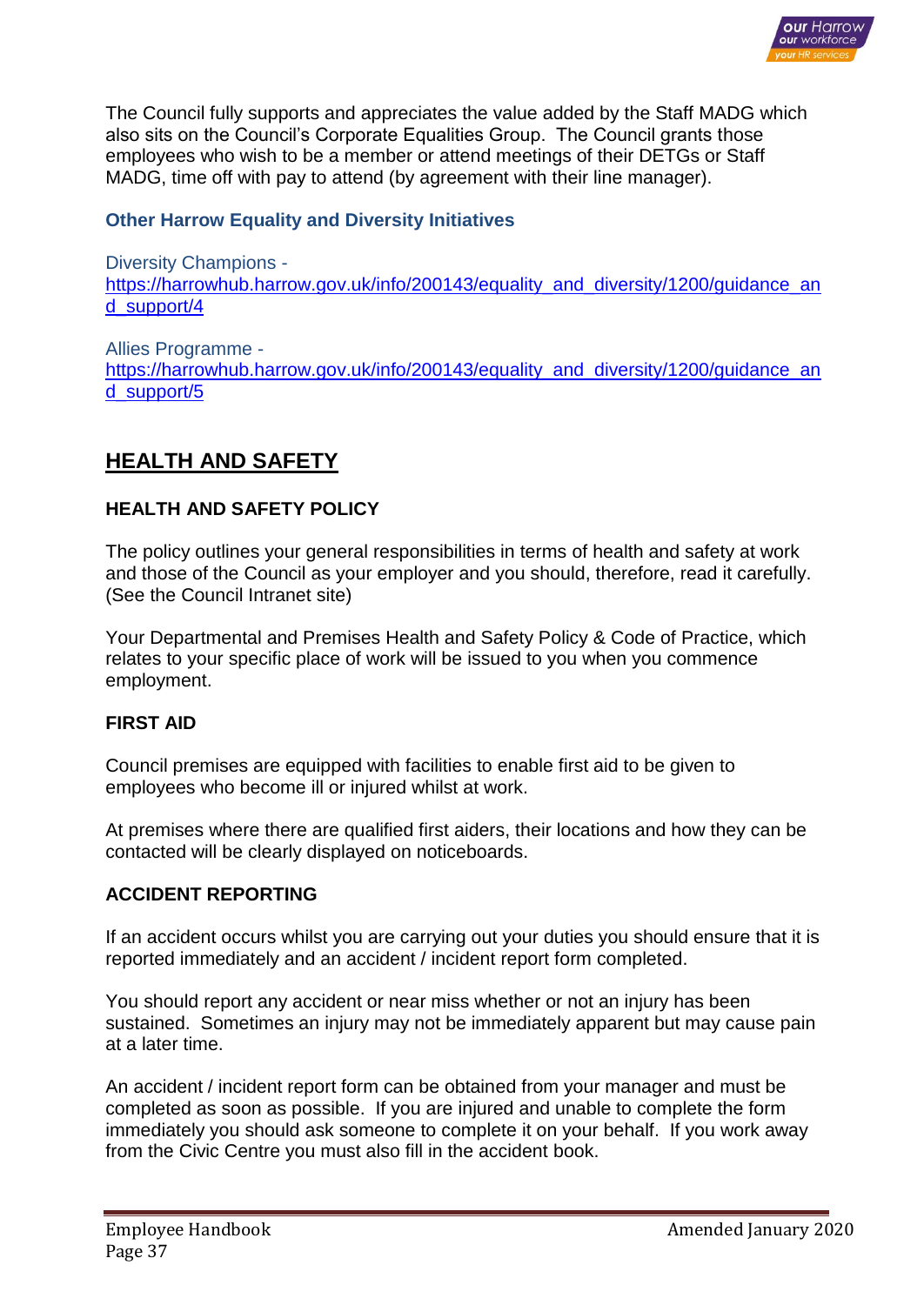The Council fully supports and appreciates the value added by the Staff MADG which also sits on the Council's Corporate Equalities Group. The Council grants those employees who wish to be a member or attend meetings of their DETGs or Staff MADG, time off with pay to attend (by agreement with their line manager).

### Other Harrow Equality and Diversity Initiatives

Diversity Champions - https://harrowhub.harrow.gov.uk/info/200143/equality_and_diversity/1200/guidance_and_support/4

Allies Programme - https://harrowhub.harrow.gov.uk/info/200143/equality_and_diversity/1200/guidance_and_support/5

## HEALTH AND SAFETY

### HEALTH AND SAFETY POLICY

The policy outlines your general responsibilities in terms of health and safety at work and those of the Council as your employer and you should, therefore, read it carefully. (See the Council Intranet site)

Your Departmental and Premises Health and Safety Policy & Code of Practice, which relates to your specific place of work will be issued to you when you commence employment.

### FIRST AID

Council premises are equipped with facilities to enable first aid to be given to employees who become ill or injured whilst at work.

At premises where there are qualified first aiders, their locations and how they can be contacted will be clearly displayed on noticeboards.

### ACCIDENT REPORTING

If an accident occurs whilst you are carrying out your duties you should ensure that it is reported immediately and an accident / incident report form completed.

You should report any accident or near miss whether or not an injury has been sustained. Sometimes an injury may not be immediately apparent but may cause pain at a later time.

An accident / incident report form can be obtained from your manager and must be completed as soon as possible. If you are injured and unable to complete the form immediately you should ask someone to complete it on your behalf. If you work away from the Civic Centre you must also fill in the accident book.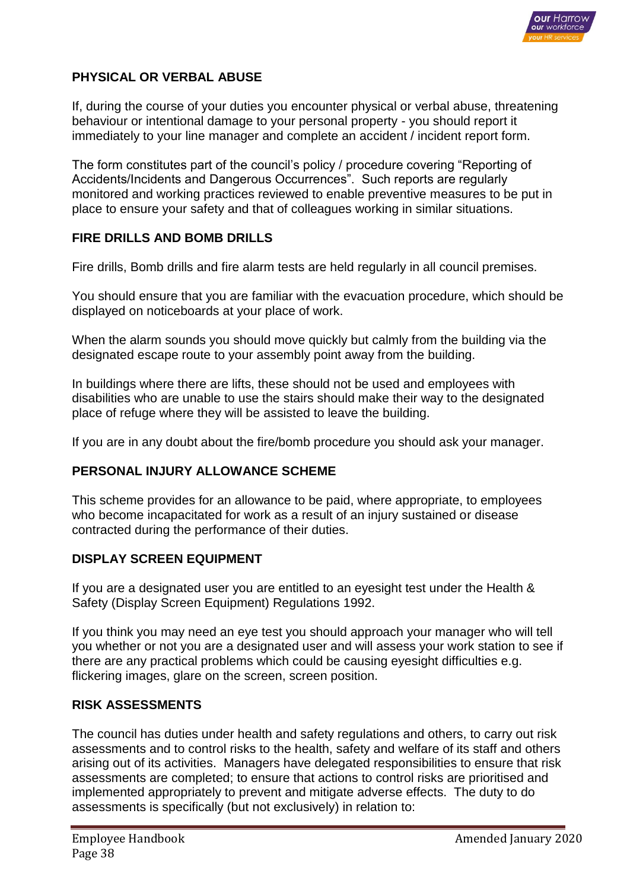## PHYSICAL OR VERBAL ABUSE

If, during the course of your duties you encounter physical or verbal abuse, threatening behaviour or intentional damage to your personal property - you should report it immediately to your line manager and complete an accident / incident report form.

The form constitutes part of the council's policy / procedure covering "Reporting of Accidents/Incidents and Dangerous Occurrences". Such reports are regularly monitored and working practices reviewed to enable preventive measures to be put in place to ensure your safety and that of colleagues working in similar situations.

## FIRE DRILLS AND BOMB DRILLS

Fire drills, Bomb drills and fire alarm tests are held regularly in all council premises.

You should ensure that you are familiar with the evacuation procedure, which should be displayed on noticeboards at your place of work.

When the alarm sounds you should move quickly but calmly from the building via the designated escape route to your assembly point away from the building.

In buildings where there are lifts, these should not be used and employees with disabilities who are unable to use the stairs should make their way to the designated place of refuge where they will be assisted to leave the building.

If you are in any doubt about the fire/bomb procedure you should ask your manager.

## PERSONAL INJURY ALLOWANCE SCHEME

This scheme provides for an allowance to be paid, where appropriate, to employees who become incapacitated for work as a result of an injury sustained or disease contracted during the performance of their duties.

## DISPLAY SCREEN EQUIPMENT

If you are a designated user you are entitled to an eyesight test under the Health & Safety (Display Screen Equipment) Regulations 1992.

If you think you may need an eye test you should approach your manager who will tell you whether or not you are a designated user and will assess your work station to see if there are any practical problems which could be causing eyesight difficulties e.g. flickering images, glare on the screen, screen position.

## RISK ASSESSMENTS

The council has duties under health and safety regulations and others, to carry out risk assessments and to control risks to the health, safety and welfare of its staff and others arising out of its activities. Managers have delegated responsibilities to ensure that risk assessments are completed; to ensure that actions to control risks are prioritised and implemented appropriately to prevent and mitigate adverse effects. The duty to do assessments is specifically (but not exclusively) in relation to: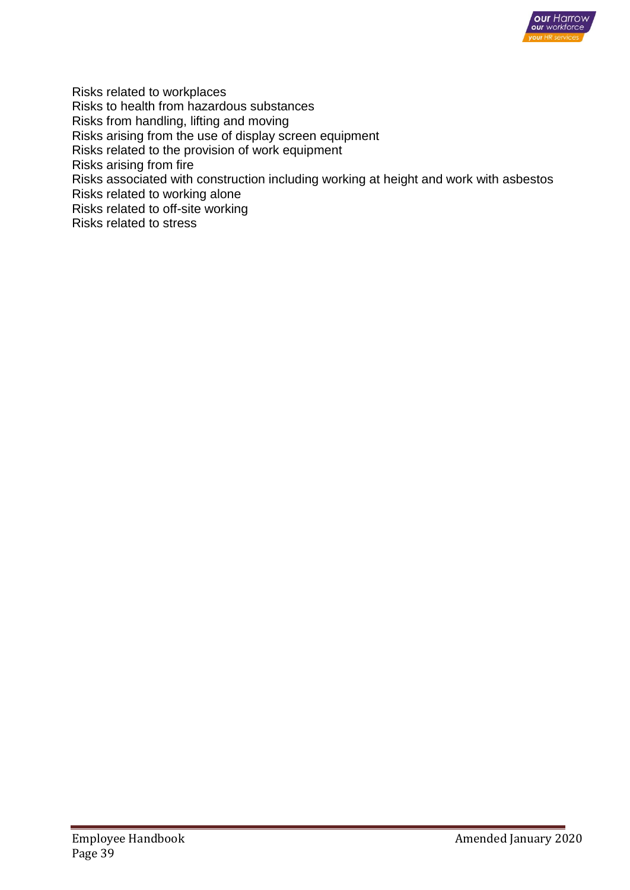Risks related to workplaces
Risks to health from hazardous substances
Risks from handling, lifting and moving
Risks arising from the use of display screen equipment
Risks related to the provision of work equipment
Risks arising from fire
Risks associated with construction including working at height and work with asbestos
Risks related to working alone
Risks related to off-site working
Risks related to stress